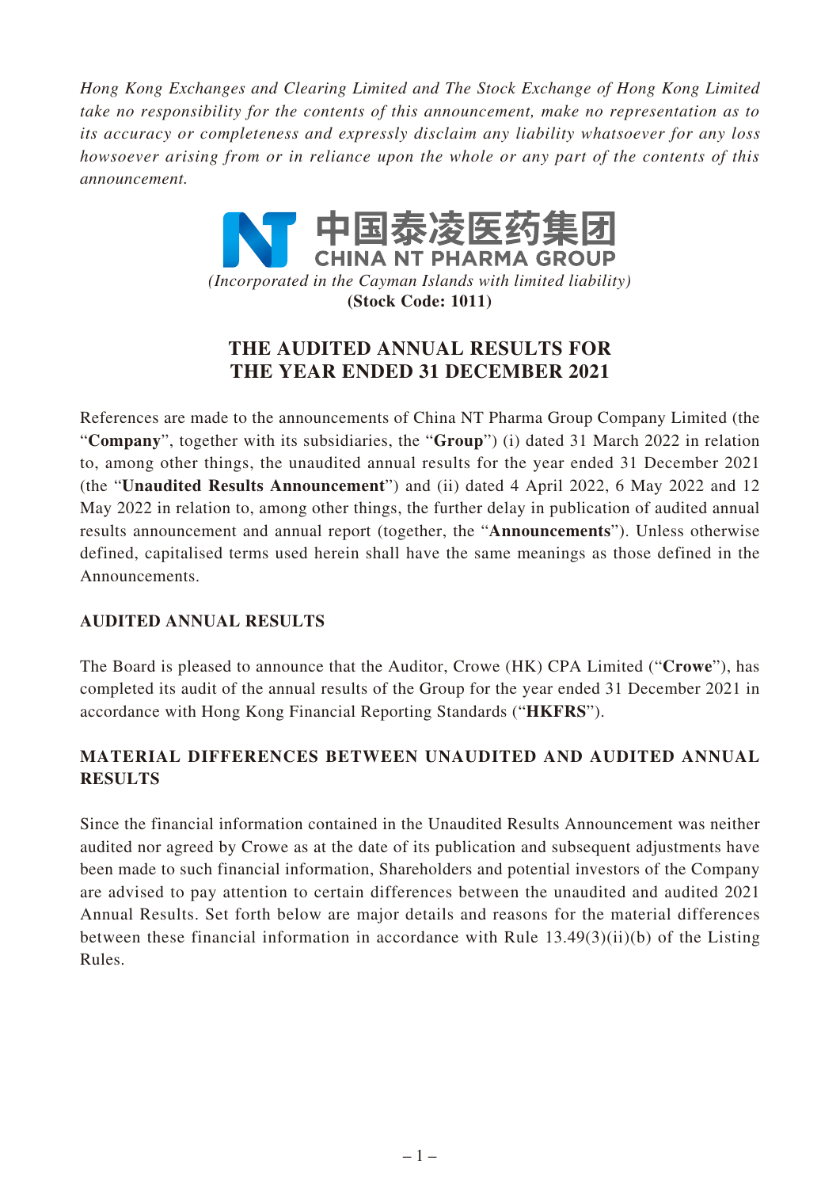*Hong Kong Exchanges and Clearing Limited and The Stock Exchange of Hong Kong Limited take no responsibility for the contents of this announcement, make no representation as to its accuracy or completeness and expressly disclaim any liability whatsoever for any loss howsoever arising from or in reliance upon the whole or any part of the contents of this announcement.*

中国泰凌医药集团
CHINA NT PHARMA GROUP

*(Incorporated in the Cayman Islands with limited liability)*

**(Stock Code: 1011)**

# THE AUDITED ANNUAL RESULTS FOR THE YEAR ENDED 31 DECEMBER 2021

References are made to the announcements of China NT Pharma Group Company Limited (the "**Company**", together with its subsidiaries, the "**Group**") (i) dated 31 March 2022 in relation to, among other things, the unaudited annual results for the year ended 31 December 2021 (the "**Unaudited Results Announcement**") and (ii) dated 4 April 2022, 6 May 2022 and 12 May 2022 in relation to, among other things, the further delay in publication of audited annual results announcement and annual report (together, the "**Announcements**"). Unless otherwise defined, capitalised terms used herein shall have the same meanings as those defined in the Announcements.

## AUDITED ANNUAL RESULTS

The Board is pleased to announce that the Auditor, Crowe (HK) CPA Limited ("**Crowe**"), has completed its audit of the annual results of the Group for the year ended 31 December 2021 in accordance with Hong Kong Financial Reporting Standards ("**HKFRS**").

## MATERIAL DIFFERENCES BETWEEN UNAUDITED AND AUDITED ANNUAL RESULTS

Since the financial information contained in the Unaudited Results Announcement was neither audited nor agreed by Crowe as at the date of its publication and subsequent adjustments have been made to such financial information, Shareholders and potential investors of the Company are advised to pay attention to certain differences between the unaudited and audited 2021 Annual Results. Set forth below are major details and reasons for the material differences between these financial information in accordance with Rule 13.49(3)(ii)(b) of the Listing Rules.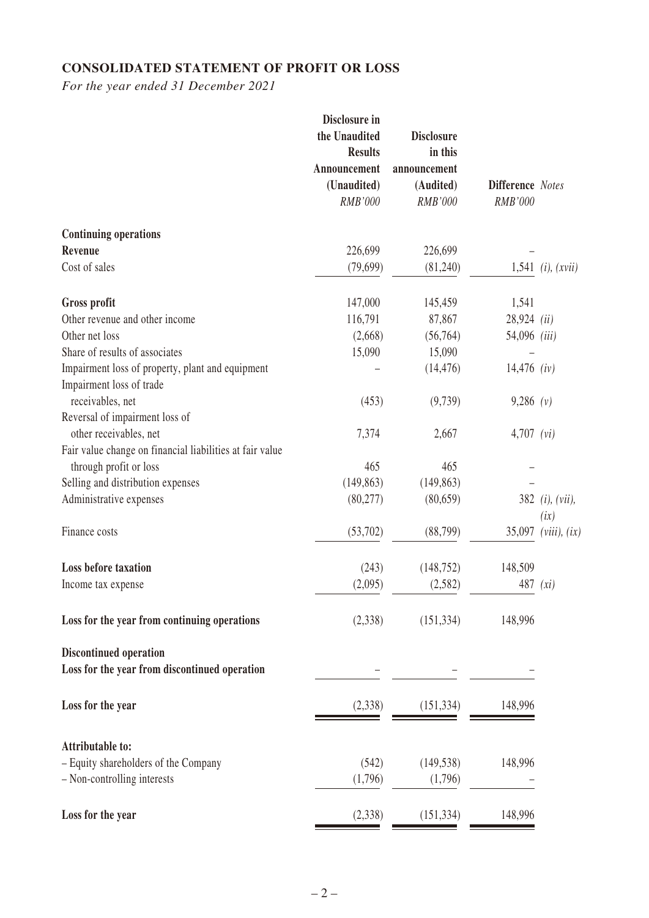## CONSOLIDATED STATEMENT OF PROFIT OR LOSS

*For the year ended 31 December 2021*

| | Disclosure in the Unaudited Results Announcement (Unaudited) *RMB'000* | Disclosure in this announcement (Audited) *RMB'000* | Difference *RMB'000* | *Notes* |
|---|---|---|---|---|
| **Continuing operations** | | | | |
| **Revenue** | 226,699 | 226,699 | – | |
| Cost of sales | (79,699) | (81,240) | 1,541 | *(i), (xvii)* |
| **Gross profit** | 147,000 | 145,459 | 1,541 | |
| Other revenue and other income | 116,791 | 87,867 | 28,924 | *(ii)* |
| Other net loss | (2,668) | (56,764) | 54,096 | *(iii)* |
| Share of results of associates | 15,090 | 15,090 | – | |
| Impairment loss of property, plant and equipment | – | (14,476) | 14,476 | *(iv)* |
| Impairment loss of trade receivables, net | (453) | (9,739) | 9,286 | *(v)* |
| Reversal of impairment loss of other receivables, net | 7,374 | 2,667 | 4,707 | *(vi)* |
| Fair value change on financial liabilities at fair value through profit or loss | 465 | 465 | – | |
| Selling and distribution expenses | (149,863) | (149,863) | – | |
| Administrative expenses | (80,277) | (80,659) | 382 | *(i), (vii), (ix)* |
| Finance costs | (53,702) | (88,799) | 35,097 | *(viii), (ix)* |
| **Loss before taxation** | (243) | (148,752) | 148,509 | |
| Income tax expense | (2,095) | (2,582) | 487 | *(xi)* |
| **Loss for the year from continuing operations** | (2,338) | (151,334) | 148,996 | |
| **Discontinued operation** | | | | |
| **Loss for the year from discontinued operation** | – | – | – | |
| **Loss for the year** | (2,338) | (151,334) | 148,996 | |
| **Attributable to:** | | | | |
| – Equity shareholders of the Company | (542) | (149,538) | 148,996 | |
| – Non-controlling interests | (1,796) | (1,796) | – | |
| **Loss for the year** | (2,338) | (151,334) | 148,996 | |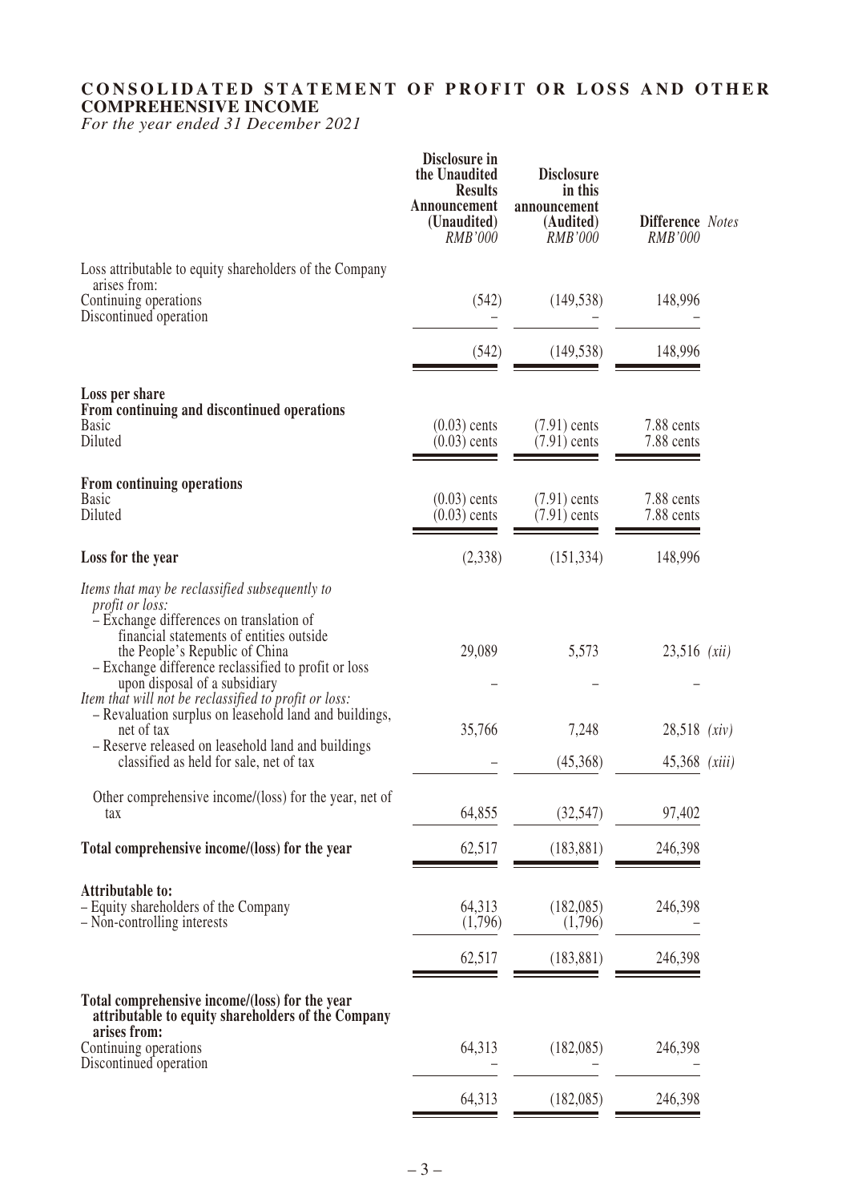## CONSOLIDATED STATEMENT OF PROFIT OR LOSS AND OTHER COMPREHENSIVE INCOME

*For the year ended 31 December 2021*

| | Disclosure in the Unaudited Results Announcement (Unaudited) *RMB'000* | Disclosure in this announcement (Audited) *RMB'000* | Difference *RMB'000* | *Notes* |
|---|---|---|---|---|
| Loss attributable to equity shareholders of the Company arises from: | | | | |
| Continuing operations | (542) | (149,538) | 148,996 | |
| Discontinued operation | – | – | – | |
| | (542) | (149,538) | 148,996 | |
| **Loss per share** | | | | |
| **From continuing and discontinued operations** | | | | |
| Basic | (0.03) cents | (7.91) cents | 7.88 cents | |
| Diluted | (0.03) cents | (7.91) cents | 7.88 cents | |
| **From continuing operations** | | | | |
| Basic | (0.03) cents | (7.91) cents | 7.88 cents | |
| Diluted | (0.03) cents | (7.91) cents | 7.88 cents | |
| **Loss for the year** | (2,338) | (151,334) | 148,996 | |
| *Items that may be reclassified subsequently to profit or loss:* | | | | |
| – Exchange differences on translation of financial statements of entities outside the People's Republic of China | 29,089 | 5,573 | 23,516 | *(xii)* |
| – Exchange difference reclassified to profit or loss upon disposal of a subsidiary | – | – | – | |
| *Item that will not be reclassified to profit or loss:* | | | | |
| – Revaluation surplus on leasehold land and buildings, net of tax | 35,766 | 7,248 | 28,518 | *(xiv)* |
| – Reserve released on leasehold land and buildings classified as held for sale, net of tax | – | (45,368) | 45,368 | *(xiii)* |
| Other comprehensive income/(loss) for the year, net of tax | 64,855 | (32,547) | 97,402 | |
| **Total comprehensive income/(loss) for the year** | 62,517 | (183,881) | 246,398 | |
| **Attributable to:** | | | | |
| – Equity shareholders of the Company | 64,313 | (182,085) | 246,398 | |
| – Non-controlling interests | (1,796) | (1,796) | – | |
| | 62,517 | (183,881) | 246,398 | |
| **Total comprehensive income/(loss) for the year attributable to equity shareholders of the Company arises from:** | | | | |
| Continuing operations | 64,313 | (182,085) | 246,398 | |
| Discontinued operation | – | – | – | |
| | 64,313 | (182,085) | 246,398 | |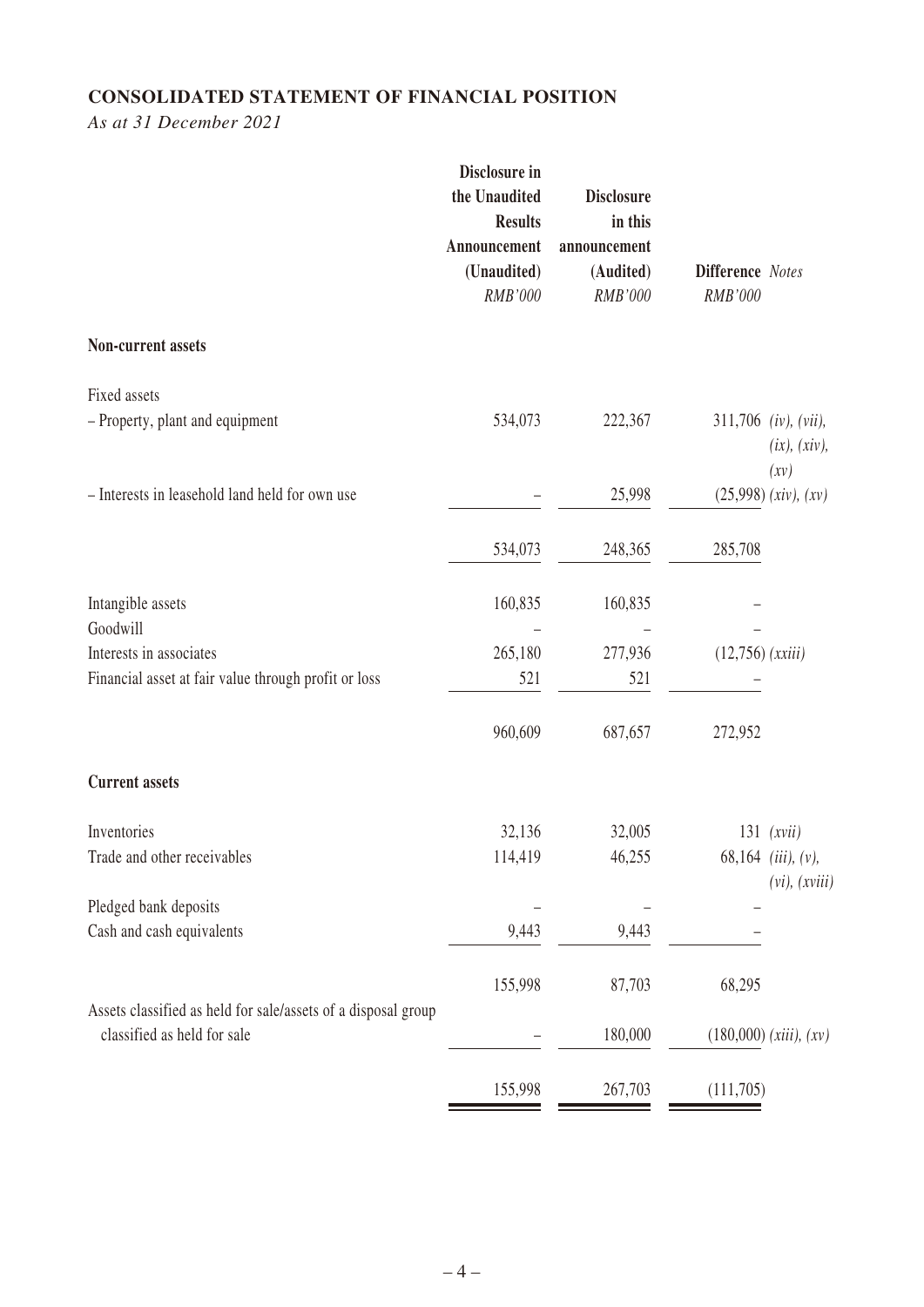**CONSOLIDATED STATEMENT OF FINANCIAL POSITION**

*As at 31 December 2021*

| | Disclosure in the Unaudited Results Announcement (Unaudited) *RMB'000* | Disclosure in this announcement (Audited) *RMB'000* | Difference *RMB'000* | *Notes* |
|---|---|---|---|---|
| **Non-current assets** | | | | |
| Fixed assets | | | | |
| – Property, plant and equipment | 534,073 | 222,367 | 311,706 | *(iv), (vii), (ix), (xiv), (xv)* |
| – Interests in leasehold land held for own use | – | 25,998 | (25,998) | *(xiv), (xv)* |
| | 534,073 | 248,365 | 285,708 | |
| Intangible assets | 160,835 | 160,835 | – | |
| Goodwill | – | – | – | |
| Interests in associates | 265,180 | 277,936 | (12,756) | *(xxiii)* |
| Financial asset at fair value through profit or loss | 521 | 521 | – | |
| | 960,609 | 687,657 | 272,952 | |
| **Current assets** | | | | |
| Inventories | 32,136 | 32,005 | 131 | *(xvii)* |
| Trade and other receivables | 114,419 | 46,255 | 68,164 | *(iii), (v), (vi), (xviii)* |
| Pledged bank deposits | – | – | – | |
| Cash and cash equivalents | 9,443 | 9,443 | – | |
| | 155,998 | 87,703 | 68,295 | |
| Assets classified as held for sale/assets of a disposal group classified as held for sale | – | 180,000 | (180,000) | *(xiii), (xv)* |
| | 155,998 | 267,703 | (111,705) | |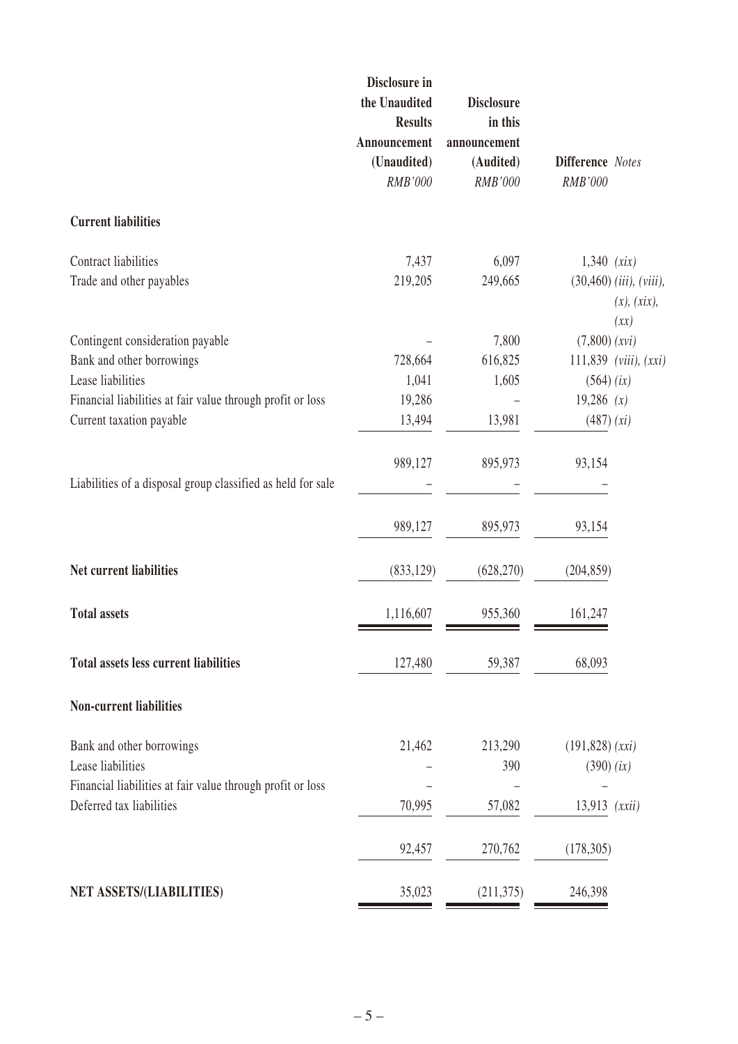| | Disclosure in the Unaudited Results Announcement (Unaudited) | Disclosure in this announcement (Audited) | Difference | Notes |
|---|---|---|---|---|
| | *RMB'000* | *RMB'000* | *RMB'000* | |
| **Current liabilities** | | | | |
| Contract liabilities | 7,437 | 6,097 | 1,340 | *(xix)* |
| Trade and other payables | 219,205 | 249,665 | (30,460) | *(iii), (viii), (x), (xix), (xx)* |
| Contingent consideration payable | – | 7,800 | (7,800) | *(xvi)* |
| Bank and other borrowings | 728,664 | 616,825 | 111,839 | *(viii), (xxi)* |
| Lease liabilities | 1,041 | 1,605 | (564) | *(ix)* |
| Financial liabilities at fair value through profit or loss | 19,286 | – | 19,286 | *(x)* |
| Current taxation payable | 13,494 | 13,981 | (487) | *(xi)* |
| | 989,127 | 895,973 | 93,154 | |
| Liabilities of a disposal group classified as held for sale | – | – | – | |
| | 989,127 | 895,973 | 93,154 | |
| **Net current liabilities** | (833,129) | (628,270) | (204,859) | |
| **Total assets** | 1,116,607 | 955,360 | 161,247 | |
| **Total assets less current liabilities** | 127,480 | 59,387 | 68,093 | |
| **Non-current liabilities** | | | | |
| Bank and other borrowings | 21,462 | 213,290 | (191,828) | *(xxi)* |
| Lease liabilities | – | 390 | (390) | *(ix)* |
| Financial liabilities at fair value through profit or loss | – | – | – | |
| Deferred tax liabilities | 70,995 | 57,082 | 13,913 | *(xxii)* |
| | 92,457 | 270,762 | (178,305) | |
| **NET ASSETS/(LIABILITIES)** | 35,023 | (211,375) | 246,398 | |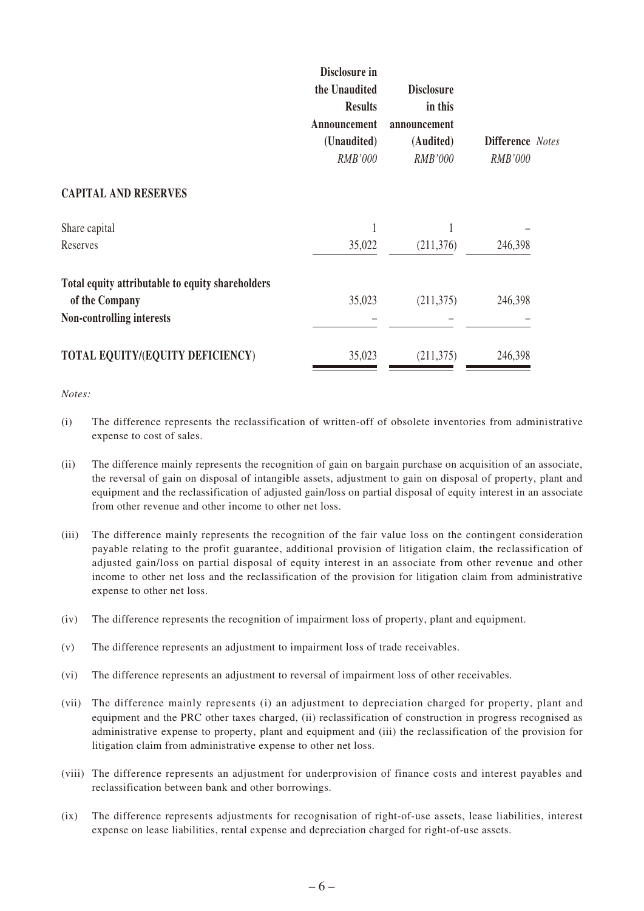| | Disclosure in the Unaudited Results Announcement (Unaudited) | Disclosure in this announcement (Audited) | Difference | Notes |
|---|---|---|---|---|
| | *RMB'000* | *RMB'000* | *RMB'000* | |
| **CAPITAL AND RESERVES** | | | | |
| Share capital | 1 | 1 | – | |
| Reserves | 35,022 | (211,376) | 246,398 | |
| **Total equity attributable to equity shareholders of the Company** | 35,023 | (211,375) | 246,398 | |
| **Non-controlling interests** | – | – | – | |
| **TOTAL EQUITY/(EQUITY DEFICIENCY)** | 35,023 | (211,375) | 246,398 | |

*Notes:*

(i) The difference represents the reclassification of written-off of obsolete inventories from administrative expense to cost of sales.

(ii) The difference mainly represents the recognition of gain on bargain purchase on acquisition of an associate, the reversal of gain on disposal of intangible assets, adjustment to gain on disposal of property, plant and equipment and the reclassification of adjusted gain/loss on partial disposal of equity interest in an associate from other revenue and other income to other net loss.

(iii) The difference mainly represents the recognition of the fair value loss on the contingent consideration payable relating to the profit guarantee, additional provision of litigation claim, the reclassification of adjusted gain/loss on partial disposal of equity interest in an associate from other revenue and other income to other net loss and the reclassification of the provision for litigation claim from administrative expense to other net loss.

(iv) The difference represents the recognition of impairment loss of property, plant and equipment.

(v) The difference represents an adjustment to impairment loss of trade receivables.

(vi) The difference represents an adjustment to reversal of impairment loss of other receivables.

(vii) The difference mainly represents (i) an adjustment to depreciation charged for property, plant and equipment and the PRC other taxes charged, (ii) reclassification of construction in progress recognised as administrative expense to property, plant and equipment and (iii) the reclassification of the provision for litigation claim from administrative expense to other net loss.

(viii) The difference represents an adjustment for underprovision of finance costs and interest payables and reclassification between bank and other borrowings.

(ix) The difference represents adjustments for recognisation of right-of-use assets, lease liabilities, interest expense on lease liabilities, rental expense and depreciation charged for right-of-use assets.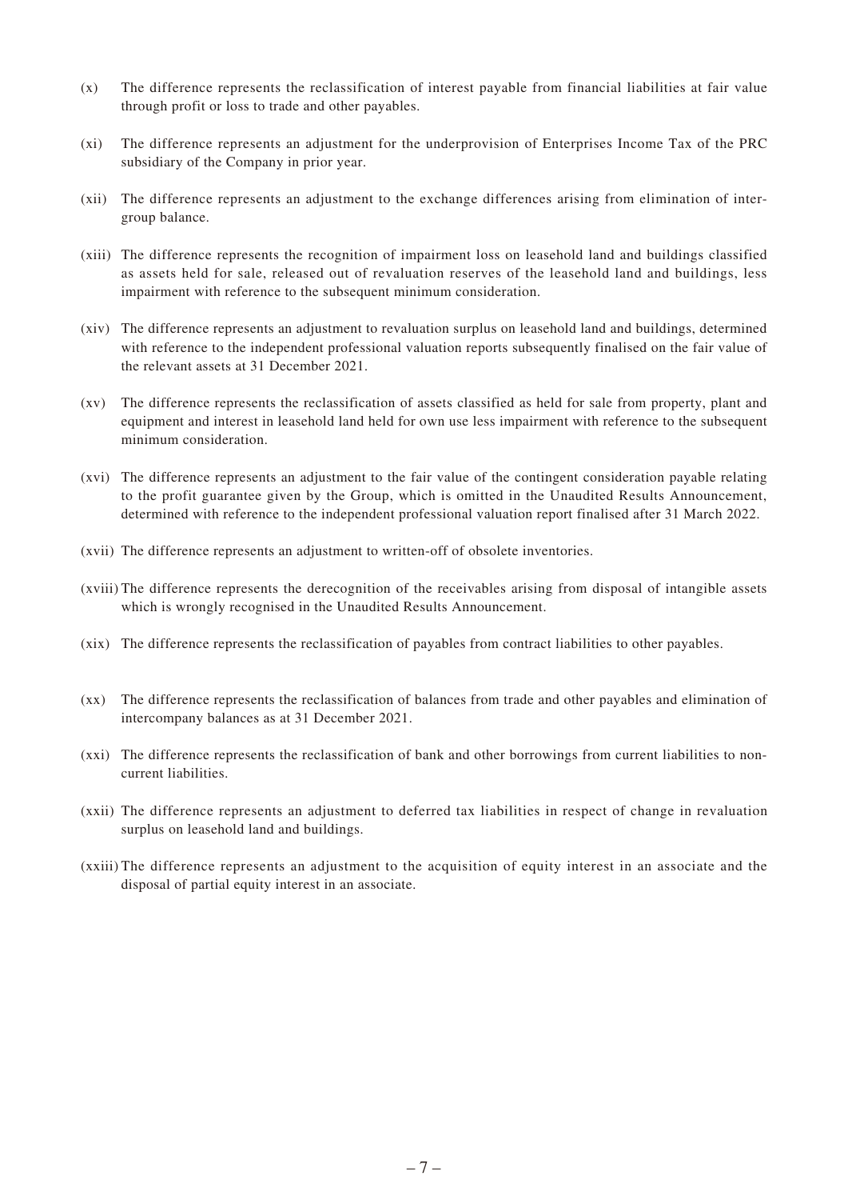(x) The difference represents the reclassification of interest payable from financial liabilities at fair value through profit or loss to trade and other payables.

(xi) The difference represents an adjustment for the underprovision of Enterprises Income Tax of the PRC subsidiary of the Company in prior year.

(xii) The difference represents an adjustment to the exchange differences arising from elimination of inter-group balance.

(xiii) The difference represents the recognition of impairment loss on leasehold land and buildings classified as assets held for sale, released out of revaluation reserves of the leasehold land and buildings, less impairment with reference to the subsequent minimum consideration.

(xiv) The difference represents an adjustment to revaluation surplus on leasehold land and buildings, determined with reference to the independent professional valuation reports subsequently finalised on the fair value of the relevant assets at 31 December 2021.

(xv) The difference represents the reclassification of assets classified as held for sale from property, plant and equipment and interest in leasehold land held for own use less impairment with reference to the subsequent minimum consideration.

(xvi) The difference represents an adjustment to the fair value of the contingent consideration payable relating to the profit guarantee given by the Group, which is omitted in the Unaudited Results Announcement, determined with reference to the independent professional valuation report finalised after 31 March 2022.

(xvii) The difference represents an adjustment to written-off of obsolete inventories.

(xviii) The difference represents the derecognition of the receivables arising from disposal of intangible assets which is wrongly recognised in the Unaudited Results Announcement.

(xix) The difference represents the reclassification of payables from contract liabilities to other payables.

(xx) The difference represents the reclassification of balances from trade and other payables and elimination of intercompany balances as at 31 December 2021.

(xxi) The difference represents the reclassification of bank and other borrowings from current liabilities to non-current liabilities.

(xxii) The difference represents an adjustment to deferred tax liabilities in respect of change in revaluation surplus on leasehold land and buildings.

(xxiii) The difference represents an adjustment to the acquisition of equity interest in an associate and the disposal of partial equity interest in an associate.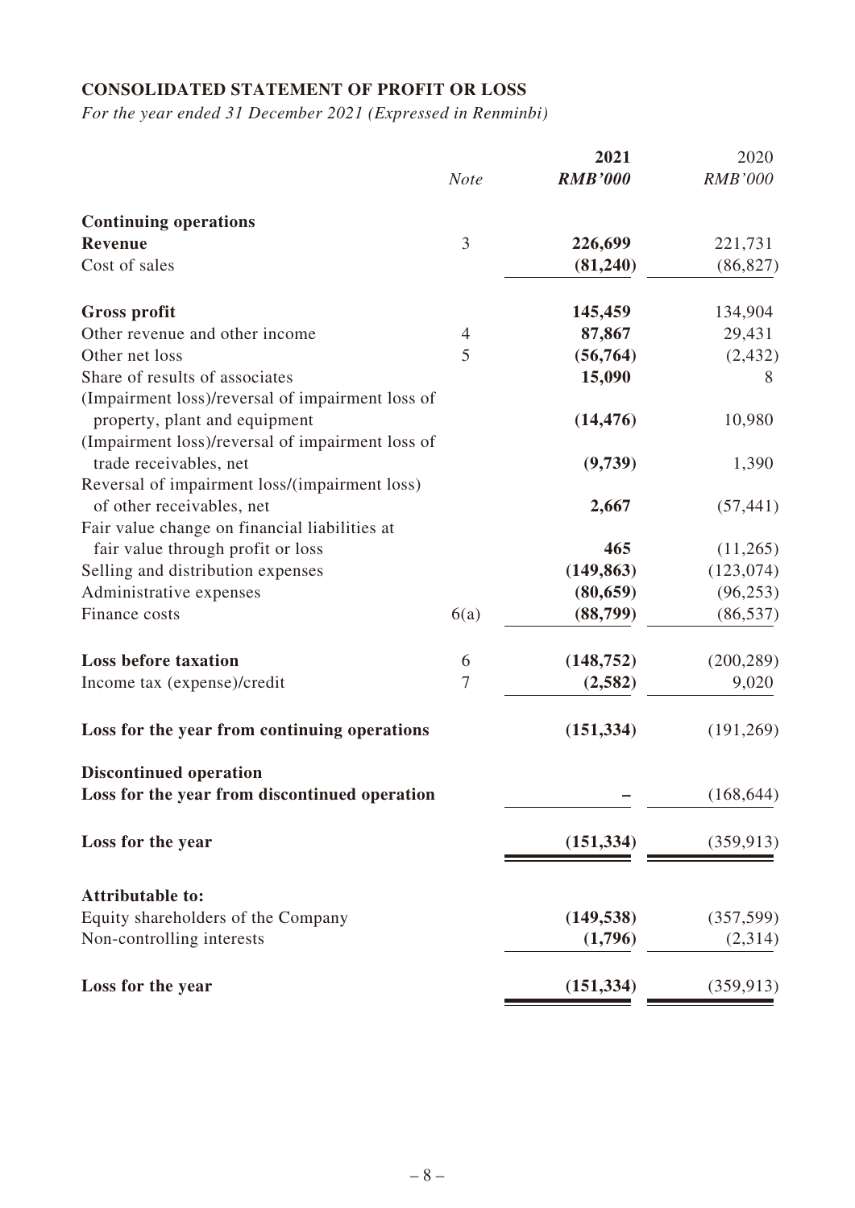# CONSOLIDATED STATEMENT OF PROFIT OR LOSS

*For the year ended 31 December 2021 (Expressed in Renminbi)*

| | *Note* | **2021** *RMB'000* | 2020 *RMB'000* |
|---|---|---|---|
| **Continuing operations** | | | |
| **Revenue** | 3 | **226,699** | 221,731 |
| Cost of sales | | **(81,240)** | (86,827) |
| **Gross profit** | | **145,459** | 134,904 |
| Other revenue and other income | 4 | **87,867** | 29,431 |
| Other net loss | 5 | **(56,764)** | (2,432) |
| Share of results of associates | | **15,090** | 8 |
| (Impairment loss)/reversal of impairment loss of property, plant and equipment | | **(14,476)** | 10,980 |
| (Impairment loss)/reversal of impairment loss of trade receivables, net | | **(9,739)** | 1,390 |
| Reversal of impairment loss/(impairment loss) of other receivables, net | | **2,667** | (57,441) |
| Fair value change on financial liabilities at fair value through profit or loss | | **465** | (11,265) |
| Selling and distribution expenses | | **(149,863)** | (123,074) |
| Administrative expenses | | **(80,659)** | (96,253) |
| Finance costs | 6(a) | **(88,799)** | (86,537) |
| **Loss before taxation** | 6 | **(148,752)** | (200,289) |
| Income tax (expense)/credit | 7 | **(2,582)** | 9,020 |
| **Loss for the year from continuing operations** | | **(151,334)** | (191,269) |
| **Discontinued operation** | | | |
| **Loss for the year from discontinued operation** | | **–** | (168,644) |
| **Loss for the year** | | **(151,334)** | (359,913) |
| **Attributable to:** | | | |
| Equity shareholders of the Company | | **(149,538)** | (357,599) |
| Non-controlling interests | | **(1,796)** | (2,314) |
| **Loss for the year** | | **(151,334)** | (359,913) |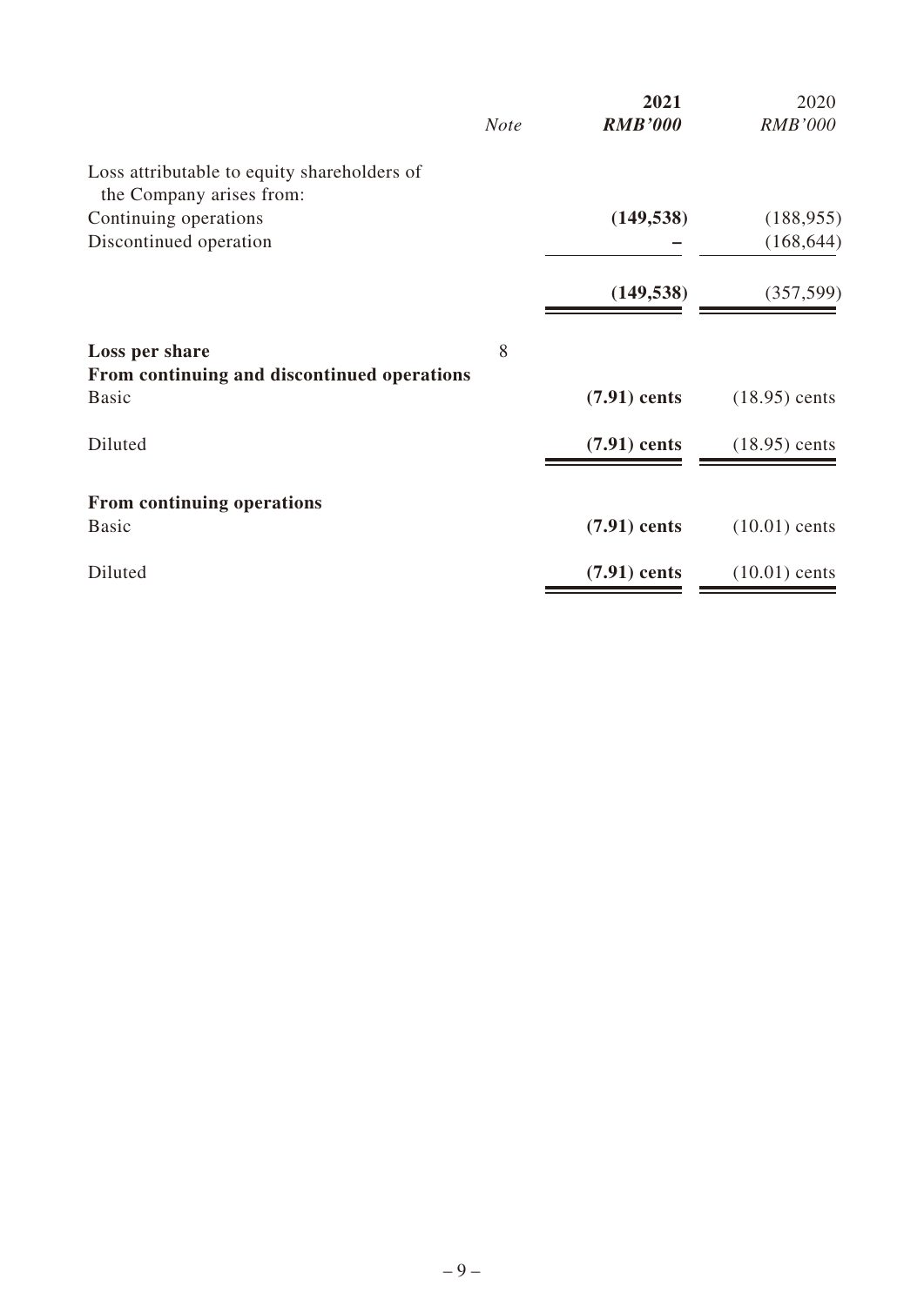| | Note | 2021 RMB'000 | 2020 RMB'000 |
|---|---|---|---|
| Loss attributable to equity shareholders of the Company arises from: | | | |
| Continuing operations | | **(149,538)** | (188,955) |
| Discontinued operation | | **–** | (168,644) |
| | | **(149,538)** | (357,599) |
| **Loss per share** | 8 | | |
| **From continuing and discontinued operations** | | | |
| Basic | | **(7.91) cents** | (18.95) cents |
| Diluted | | **(7.91) cents** | (18.95) cents |
| **From continuing operations** | | | |
| Basic | | **(7.91) cents** | (10.01) cents |
| Diluted | | **(7.91) cents** | (10.01) cents |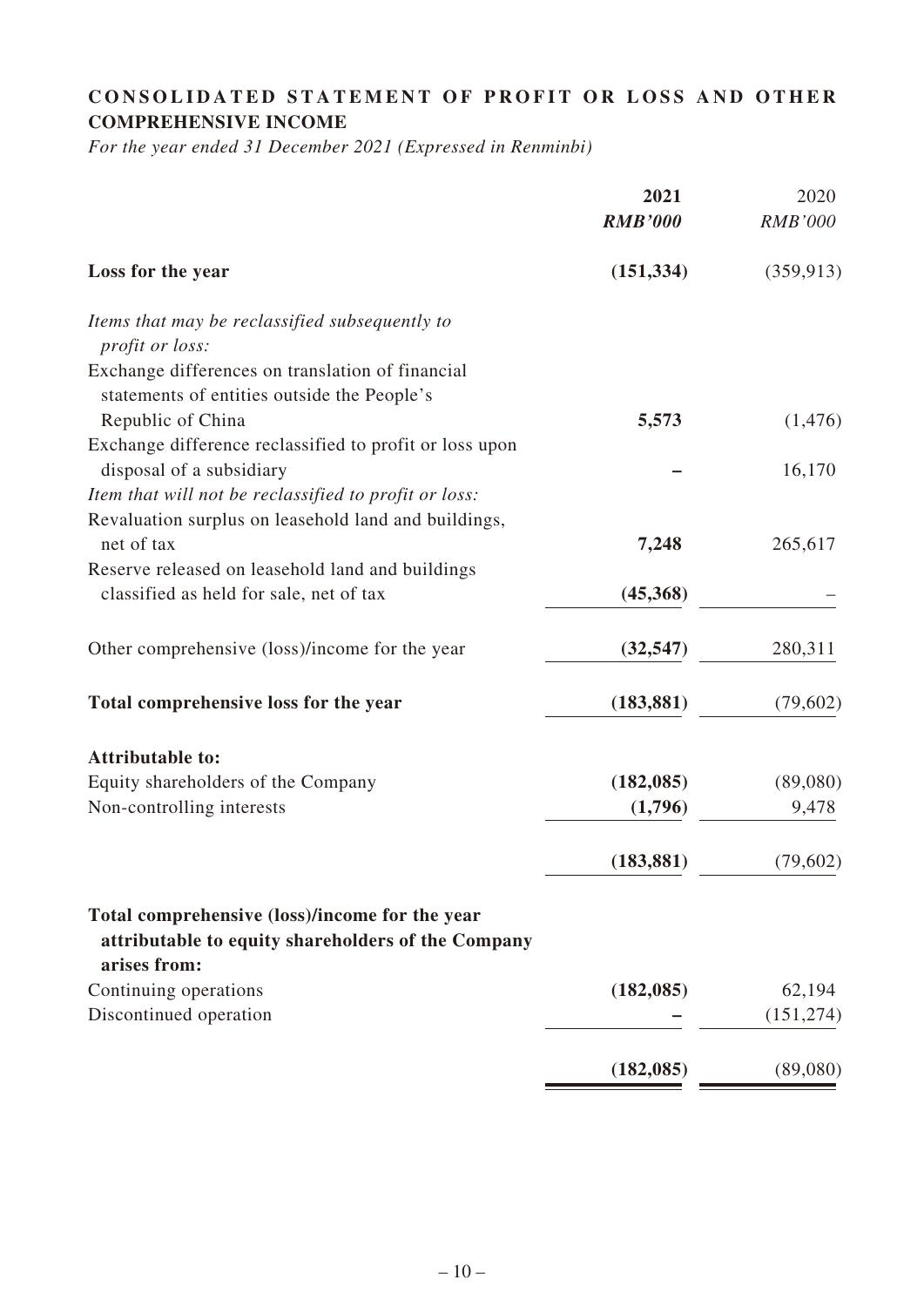# CONSOLIDATED STATEMENT OF PROFIT OR LOSS AND OTHER COMPREHENSIVE INCOME

*For the year ended 31 December 2021 (Expressed in Renminbi)*

| | 2021<br>*RMB'000* | 2020<br>*RMB'000* |
|---|---|---|
| **Loss for the year** | **(151,334)** | (359,913) |
| *Items that may be reclassified subsequently to profit or loss:* | | |
| Exchange differences on translation of financial statements of entities outside the People's Republic of China | **5,573** | (1,476) |
| Exchange difference reclassified to profit or loss upon disposal of a subsidiary | **–** | 16,170 |
| *Item that will not be reclassified to profit or loss:* | | |
| Revaluation surplus on leasehold land and buildings, net of tax | **7,248** | 265,617 |
| Reserve released on leasehold land and buildings classified as held for sale, net of tax | **(45,368)** | – |
| Other comprehensive (loss)/income for the year | **(32,547)** | 280,311 |
| **Total comprehensive loss for the year** | **(183,881)** | (79,602) |
| **Attributable to:** | | |
| Equity shareholders of the Company | **(182,085)** | (89,080) |
| Non-controlling interests | **(1,796)** | 9,478 |
| | **(183,881)** | (79,602) |
| **Total comprehensive (loss)/income for the year attributable to equity shareholders of the Company arises from:** | | |
| Continuing operations | **(182,085)** | 62,194 |
| Discontinued operation | **–** | (151,274) |
| | **(182,085)** | (89,080) |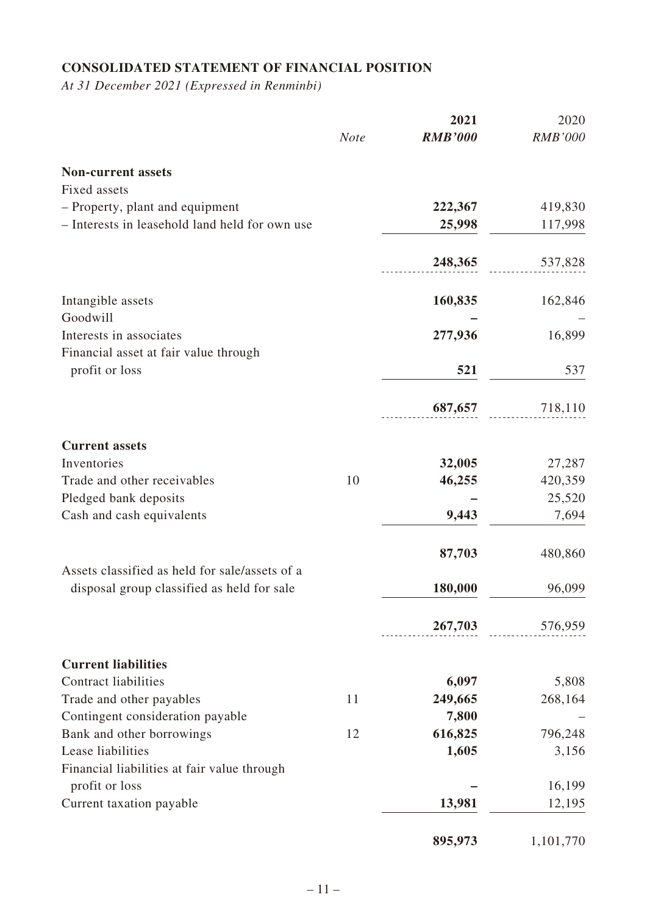**CONSOLIDATED STATEMENT OF FINANCIAL POSITION**

*At 31 December 2021 (Expressed in Renminbi)*

| | *Note* | **2021** | 2020 |
|---|---|---|---|
| | | ***RMB'000*** | *RMB'000* |
| **Non-current assets** | | | |
| Fixed assets | | | |
| – Property, plant and equipment | | **222,367** | 419,830 |
| – Interests in leasehold land held for own use | | **25,998** | 117,998 |
| | | **248,365** | 537,828 |
| Intangible assets | | **160,835** | 162,846 |
| Goodwill | | **–** | – |
| Interests in associates | | **277,936** | 16,899 |
| Financial asset at fair value through profit or loss | | **521** | 537 |
| | | **687,657** | 718,110 |
| **Current assets** | | | |
| Inventories | | **32,005** | 27,287 |
| Trade and other receivables | 10 | **46,255** | 420,359 |
| Pledged bank deposits | | **–** | 25,520 |
| Cash and cash equivalents | | **9,443** | 7,694 |
| | | **87,703** | 480,860 |
| Assets classified as held for sale/assets of a disposal group classified as held for sale | | **180,000** | 96,099 |
| | | **267,703** | 576,959 |
| **Current liabilities** | | | |
| Contract liabilities | | **6,097** | 5,808 |
| Trade and other payables | 11 | **249,665** | 268,164 |
| Contingent consideration payable | | **7,800** | – |
| Bank and other borrowings | 12 | **616,825** | 796,248 |
| Lease liabilities | | **1,605** | 3,156 |
| Financial liabilities at fair value through profit or loss | | **–** | 16,199 |
| Current taxation payable | | **13,981** | 12,195 |
| | | **895,973** | 1,101,770 |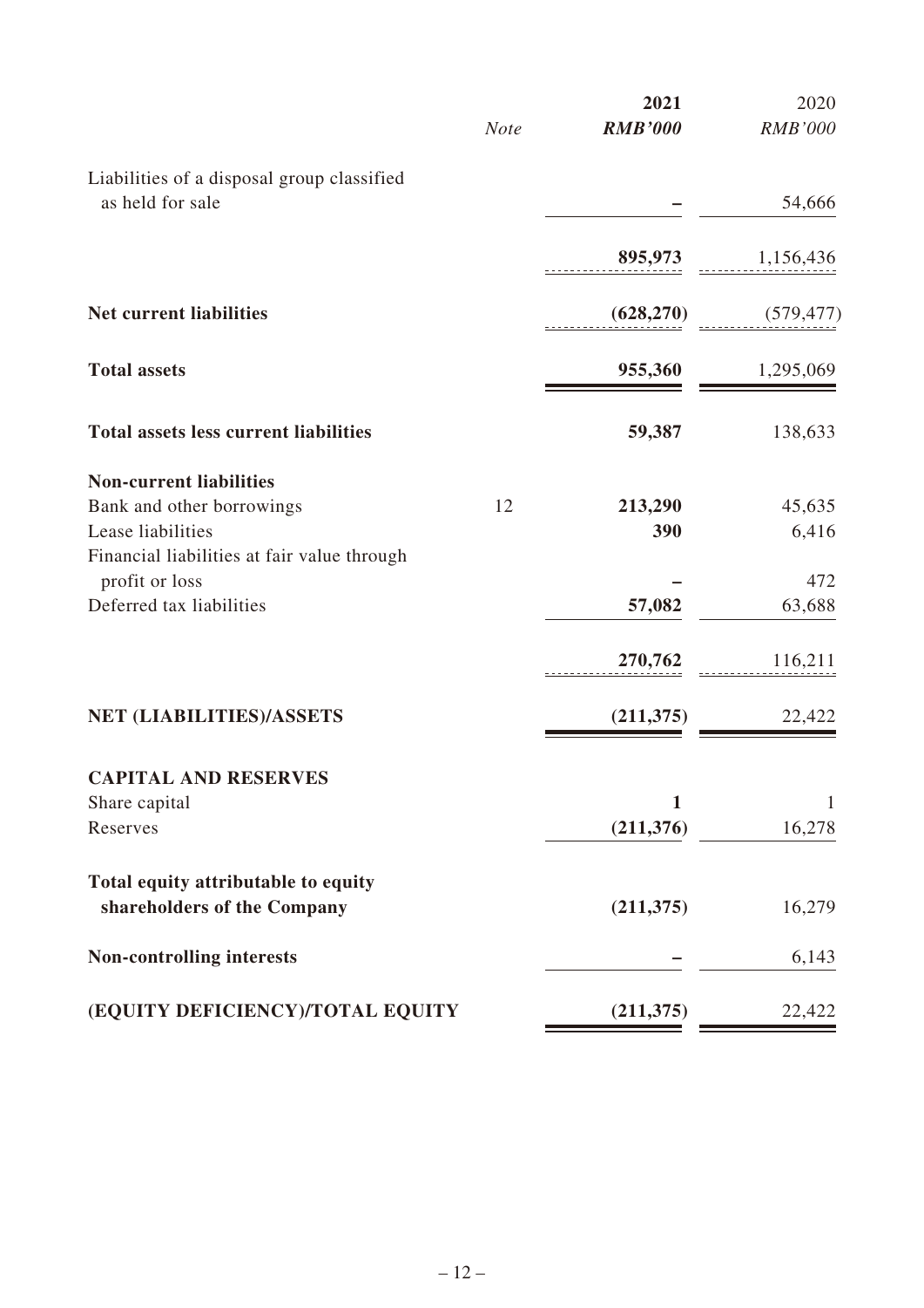| | Note | 2021 | 2020 |
|---|---|---|---|
| | | ***RMB'000*** | *RMB'000* |
| Liabilities of a disposal group classified as held for sale | | **–** | 54,666 |
| | | **895,973** | 1,156,436 |
| **Net current liabilities** | | **(628,270)** | (579,477) |
| **Total assets** | | **955,360** | 1,295,069 |
| **Total assets less current liabilities** | | **59,387** | 138,633 |
| **Non-current liabilities** | | | |
| Bank and other borrowings | 12 | **213,290** | 45,635 |
| Lease liabilities | | **390** | 6,416 |
| Financial liabilities at fair value through profit or loss | | **–** | 472 |
| Deferred tax liabilities | | **57,082** | 63,688 |
| | | **270,762** | 116,211 |
| **NET (LIABILITIES)/ASSETS** | | **(211,375)** | 22,422 |
| **CAPITAL AND RESERVES** | | | |
| Share capital | | **1** | 1 |
| Reserves | | **(211,376)** | 16,278 |
| **Total equity attributable to equity shareholders of the Company** | | **(211,375)** | 16,279 |
| **Non-controlling interests** | | **–** | 6,143 |
| **(EQUITY DEFICIENCY)/TOTAL EQUITY** | | **(211,375)** | 22,422 |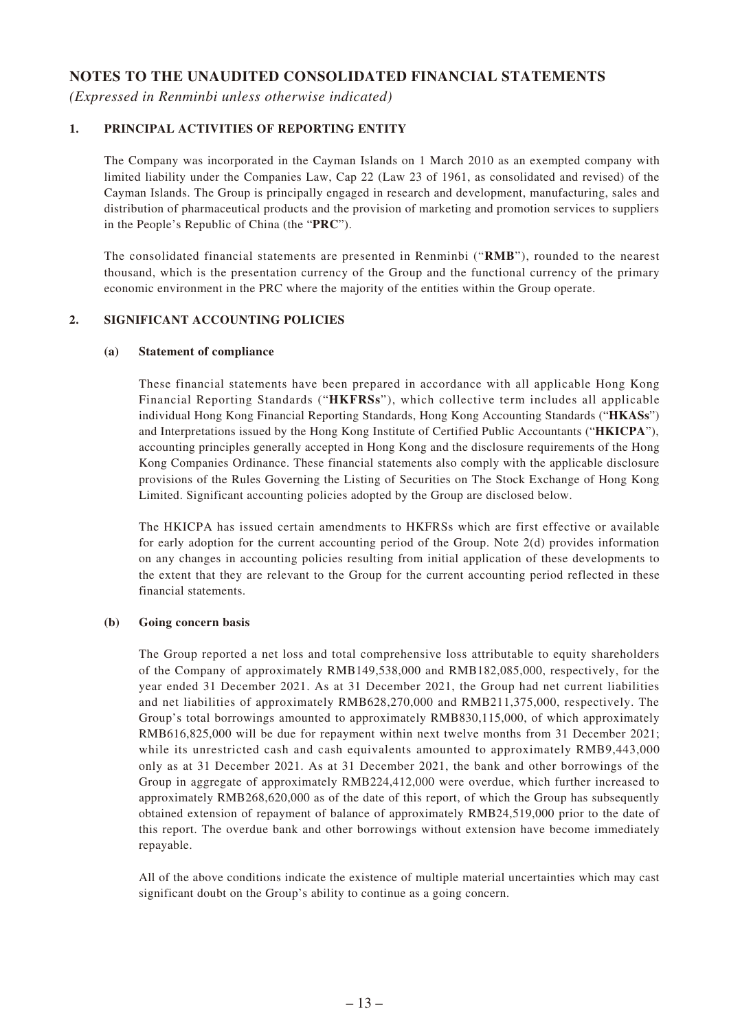# NOTES TO THE UNAUDITED CONSOLIDATED FINANCIAL STATEMENTS

*(Expressed in Renminbi unless otherwise indicated)*

## 1. PRINCIPAL ACTIVITIES OF REPORTING ENTITY

The Company was incorporated in the Cayman Islands on 1 March 2010 as an exempted company with limited liability under the Companies Law, Cap 22 (Law 23 of 1961, as consolidated and revised) of the Cayman Islands. The Group is principally engaged in research and development, manufacturing, sales and distribution of pharmaceutical products and the provision of marketing and promotion services to suppliers in the People's Republic of China (the "**PRC**").

The consolidated financial statements are presented in Renminbi ("**RMB**"), rounded to the nearest thousand, which is the presentation currency of the Group and the functional currency of the primary economic environment in the PRC where the majority of the entities within the Group operate.

## 2. SIGNIFICANT ACCOUNTING POLICIES

### (a) Statement of compliance

These financial statements have been prepared in accordance with all applicable Hong Kong Financial Reporting Standards ("**HKFRSs**"), which collective term includes all applicable individual Hong Kong Financial Reporting Standards, Hong Kong Accounting Standards ("**HKASs**") and Interpretations issued by the Hong Kong Institute of Certified Public Accountants ("**HKICPA**"), accounting principles generally accepted in Hong Kong and the disclosure requirements of the Hong Kong Companies Ordinance. These financial statements also comply with the applicable disclosure provisions of the Rules Governing the Listing of Securities on The Stock Exchange of Hong Kong Limited. Significant accounting policies adopted by the Group are disclosed below.

The HKICPA has issued certain amendments to HKFRSs which are first effective or available for early adoption for the current accounting period of the Group. Note 2(d) provides information on any changes in accounting policies resulting from initial application of these developments to the extent that they are relevant to the Group for the current accounting period reflected in these financial statements.

### (b) Going concern basis

The Group reported a net loss and total comprehensive loss attributable to equity shareholders of the Company of approximately RMB149,538,000 and RMB182,085,000, respectively, for the year ended 31 December 2021. As at 31 December 2021, the Group had net current liabilities and net liabilities of approximately RMB628,270,000 and RMB211,375,000, respectively. The Group's total borrowings amounted to approximately RMB830,115,000, of which approximately RMB616,825,000 will be due for repayment within next twelve months from 31 December 2021; while its unrestricted cash and cash equivalents amounted to approximately RMB9,443,000 only as at 31 December 2021. As at 31 December 2021, the bank and other borrowings of the Group in aggregate of approximately RMB224,412,000 were overdue, which further increased to approximately RMB268,620,000 as of the date of this report, of which the Group has subsequently obtained extension of repayment of balance of approximately RMB24,519,000 prior to the date of this report. The overdue bank and other borrowings without extension have become immediately repayable.

All of the above conditions indicate the existence of multiple material uncertainties which may cast significant doubt on the Group's ability to continue as a going concern.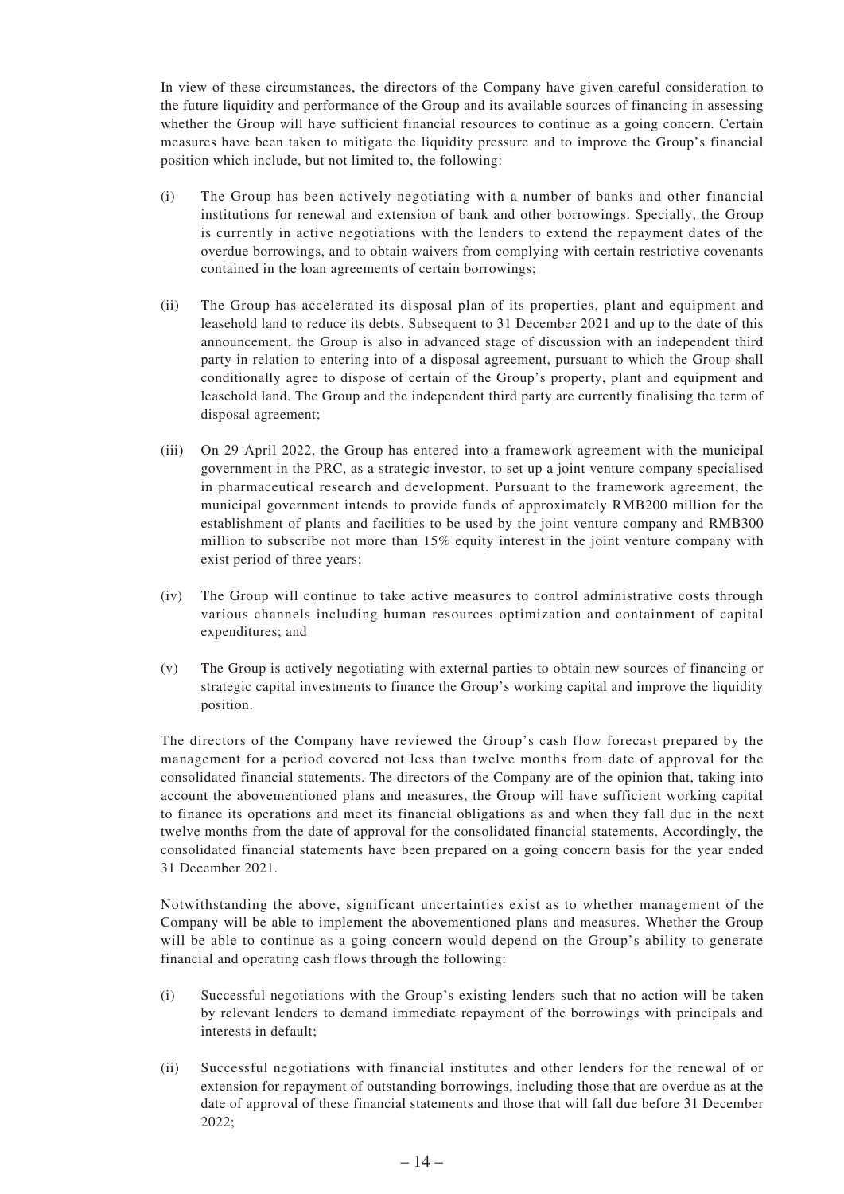In view of these circumstances, the directors of the Company have given careful consideration to the future liquidity and performance of the Group and its available sources of financing in assessing whether the Group will have sufficient financial resources to continue as a going concern. Certain measures have been taken to mitigate the liquidity pressure and to improve the Group's financial position which include, but not limited to, the following:

(i) The Group has been actively negotiating with a number of banks and other financial institutions for renewal and extension of bank and other borrowings. Specially, the Group is currently in active negotiations with the lenders to extend the repayment dates of the overdue borrowings, and to obtain waivers from complying with certain restrictive covenants contained in the loan agreements of certain borrowings;

(ii) The Group has accelerated its disposal plan of its properties, plant and equipment and leasehold land to reduce its debts. Subsequent to 31 December 2021 and up to the date of this announcement, the Group is also in advanced stage of discussion with an independent third party in relation to entering into of a disposal agreement, pursuant to which the Group shall conditionally agree to dispose of certain of the Group's property, plant and equipment and leasehold land. The Group and the independent third party are currently finalising the term of disposal agreement;

(iii) On 29 April 2022, the Group has entered into a framework agreement with the municipal government in the PRC, as a strategic investor, to set up a joint venture company specialised in pharmaceutical research and development. Pursuant to the framework agreement, the municipal government intends to provide funds of approximately RMB200 million for the establishment of plants and facilities to be used by the joint venture company and RMB300 million to subscribe not more than 15% equity interest in the joint venture company with exist period of three years;

(iv) The Group will continue to take active measures to control administrative costs through various channels including human resources optimization and containment of capital expenditures; and

(v) The Group is actively negotiating with external parties to obtain new sources of financing or strategic capital investments to finance the Group's working capital and improve the liquidity position.

The directors of the Company have reviewed the Group's cash flow forecast prepared by the management for a period covered not less than twelve months from date of approval for the consolidated financial statements. The directors of the Company are of the opinion that, taking into account the abovementioned plans and measures, the Group will have sufficient working capital to finance its operations and meet its financial obligations as and when they fall due in the next twelve months from the date of approval for the consolidated financial statements. Accordingly, the consolidated financial statements have been prepared on a going concern basis for the year ended 31 December 2021.

Notwithstanding the above, significant uncertainties exist as to whether management of the Company will be able to implement the abovementioned plans and measures. Whether the Group will be able to continue as a going concern would depend on the Group's ability to generate financial and operating cash flows through the following:

(i) Successful negotiations with the Group's existing lenders such that no action will be taken by relevant lenders to demand immediate repayment of the borrowings with principals and interests in default;

(ii) Successful negotiations with financial institutes and other lenders for the renewal of or extension for repayment of outstanding borrowings, including those that are overdue as at the date of approval of these financial statements and those that will fall due before 31 December 2022;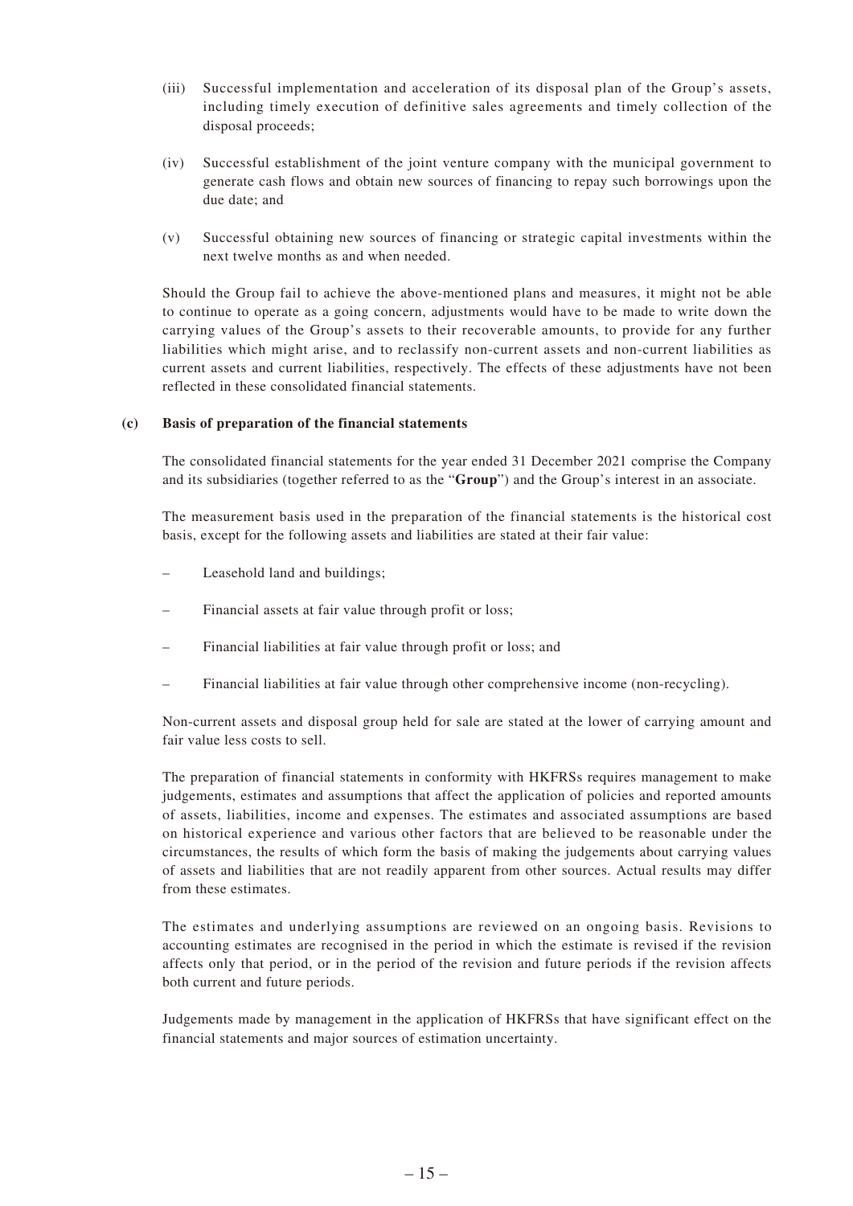(iii) Successful implementation and acceleration of its disposal plan of the Group's assets, including timely execution of definitive sales agreements and timely collection of the disposal proceeds;

(iv) Successful establishment of the joint venture company with the municipal government to generate cash flows and obtain new sources of financing to repay such borrowings upon the due date; and

(v) Successful obtaining new sources of financing or strategic capital investments within the next twelve months as and when needed.

Should the Group fail to achieve the above-mentioned plans and measures, it might not be able to continue to operate as a going concern, adjustments would have to be made to write down the carrying values of the Group's assets to their recoverable amounts, to provide for any further liabilities which might arise, and to reclassify non-current assets and non-current liabilities as current assets and current liabilities, respectively. The effects of these adjustments have not been reflected in these consolidated financial statements.

**(c) Basis of preparation of the financial statements**

The consolidated financial statements for the year ended 31 December 2021 comprise the Company and its subsidiaries (together referred to as the "**Group**") and the Group's interest in an associate.

The measurement basis used in the preparation of the financial statements is the historical cost basis, except for the following assets and liabilities are stated at their fair value:

– Leasehold land and buildings;

– Financial assets at fair value through profit or loss;

– Financial liabilities at fair value through profit or loss; and

– Financial liabilities at fair value through other comprehensive income (non-recycling).

Non-current assets and disposal group held for sale are stated at the lower of carrying amount and fair value less costs to sell.

The preparation of financial statements in conformity with HKFRSs requires management to make judgements, estimates and assumptions that affect the application of policies and reported amounts of assets, liabilities, income and expenses. The estimates and associated assumptions are based on historical experience and various other factors that are believed to be reasonable under the circumstances, the results of which form the basis of making the judgements about carrying values of assets and liabilities that are not readily apparent from other sources. Actual results may differ from these estimates.

The estimates and underlying assumptions are reviewed on an ongoing basis. Revisions to accounting estimates are recognised in the period in which the estimate is revised if the revision affects only that period, or in the period of the revision and future periods if the revision affects both current and future periods.

Judgements made by management in the application of HKFRSs that have significant effect on the financial statements and major sources of estimation uncertainty.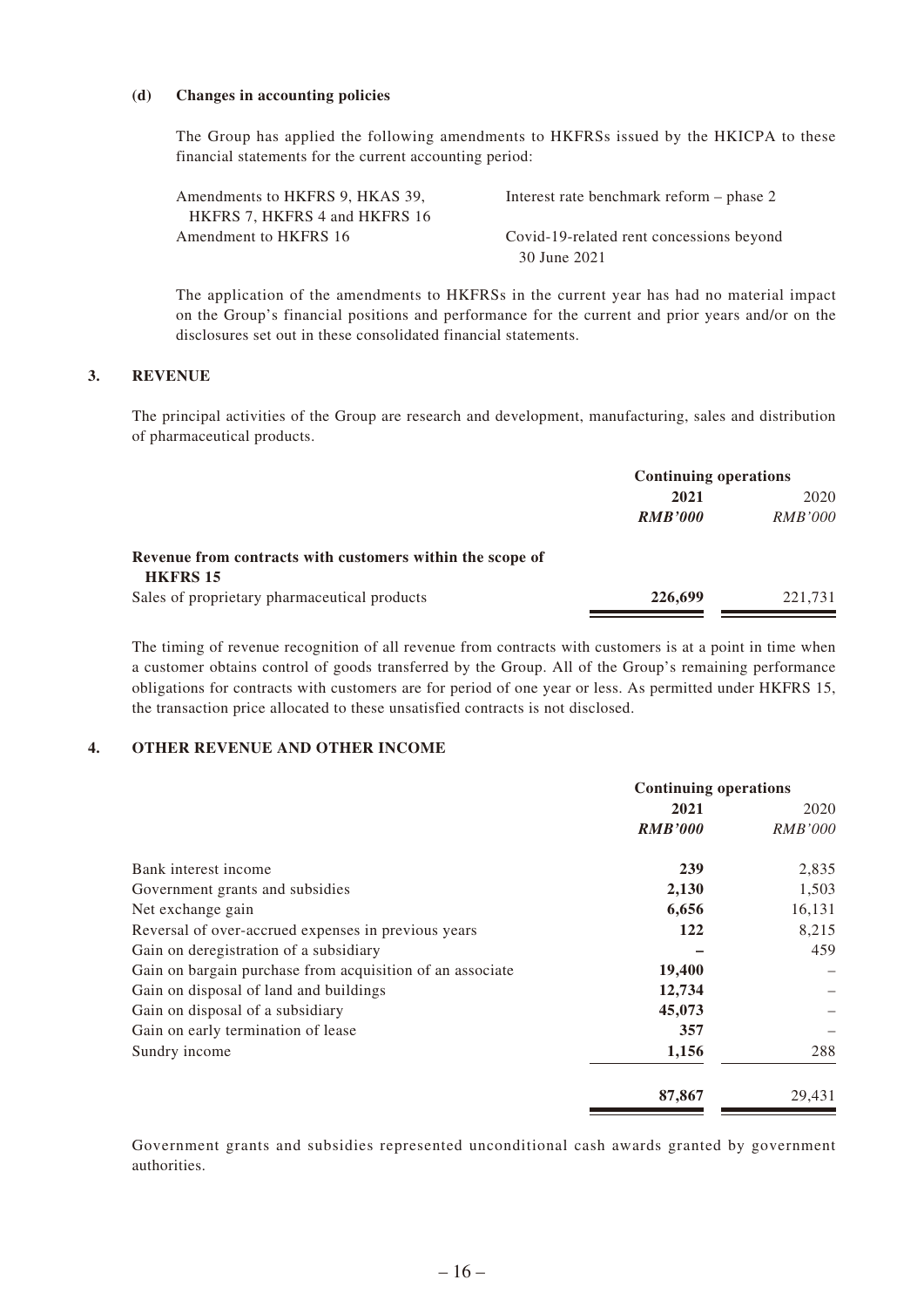**(d) Changes in accounting policies**

The Group has applied the following amendments to HKFRSs issued by the HKICPA to these financial statements for the current accounting period:

| | |
|---|---|
| Amendments to HKFRS 9, HKAS 39, HKFRS 7, HKFRS 4 and HKFRS 16 | Interest rate benchmark reform – phase 2 |
| Amendment to HKFRS 16 | Covid-19-related rent concessions beyond 30 June 2021 |

The application of the amendments to HKFRSs in the current year has had no material impact on the Group's financial positions and performance for the current and prior years and/or on the disclosures set out in these consolidated financial statements.

## 3. REVENUE

The principal activities of the Group are research and development, manufacturing, sales and distribution of pharmaceutical products.

| | Continuing operations | |
|---|---|---|
| | **2021** | 2020 |
| | ***RMB'000*** | *RMB'000* |
| **Revenue from contracts with customers within the scope of HKFRS 15** | | |
| Sales of proprietary pharmaceutical products | **226,699** | 221,731 |

The timing of revenue recognition of all revenue from contracts with customers is at a point in time when a customer obtains control of goods transferred by the Group. All of the Group's remaining performance obligations for contracts with customers are for period of one year or less. As permitted under HKFRS 15, the transaction price allocated to these unsatisfied contracts is not disclosed.

## 4. OTHER REVENUE AND OTHER INCOME

| | Continuing operations | |
|---|---|---|
| | **2021** | 2020 |
| | ***RMB'000*** | *RMB'000* |
| Bank interest income | **239** | 2,835 |
| Government grants and subsidies | **2,130** | 1,503 |
| Net exchange gain | **6,656** | 16,131 |
| Reversal of over-accrued expenses in previous years | **122** | 8,215 |
| Gain on deregistration of a subsidiary | **–** | 459 |
| Gain on bargain purchase from acquisition of an associate | **19,400** | – |
| Gain on disposal of land and buildings | **12,734** | – |
| Gain on disposal of a subsidiary | **45,073** | – |
| Gain on early termination of lease | **357** | – |
| Sundry income | **1,156** | 288 |
| | **87,867** | 29,431 |

Government grants and subsidies represented unconditional cash awards granted by government authorities.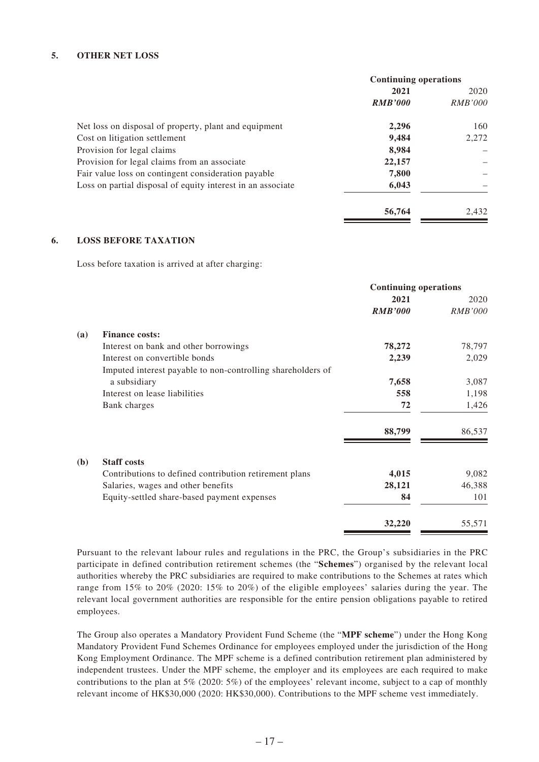## 5. OTHER NET LOSS

| | Continuing operations | |
|---|---|---|
| | **2021** | 2020 |
| | ***RMB'000*** | *RMB'000* |
| Net loss on disposal of property, plant and equipment | **2,296** | 160 |
| Cost on litigation settlement | **9,484** | 2,272 |
| Provision for legal claims | **8,984** | – |
| Provision for legal claims from an associate | **22,157** | – |
| Fair value loss on contingent consideration payable | **7,800** | – |
| Loss on partial disposal of equity interest in an associate | **6,043** | – |
| | **56,764** | 2,432 |

## 6. LOSS BEFORE TAXATION

Loss before taxation is arrived at after charging:

| | | Continuing operations | |
|---|---|---|---|
| | | **2021** | 2020 |
| | | ***RMB'000*** | *RMB'000* |
| **(a)** | **Finance costs:** | | |
| | Interest on bank and other borrowings | **78,272** | 78,797 |
| | Interest on convertible bonds | **2,239** | 2,029 |
| | Imputed interest payable to non-controlling shareholders of a subsidiary | **7,658** | 3,087 |
| | Interest on lease liabilities | **558** | 1,198 |
| | Bank charges | **72** | 1,426 |
| | | **88,799** | 86,537 |
| **(b)** | **Staff costs** | | |
| | Contributions to defined contribution retirement plans | **4,015** | 9,082 |
| | Salaries, wages and other benefits | **28,121** | 46,388 |
| | Equity-settled share-based payment expenses | **84** | 101 |
| | | **32,220** | 55,571 |

Pursuant to the relevant labour rules and regulations in the PRC, the Group's subsidiaries in the PRC participate in defined contribution retirement schemes (the "**Schemes**") organised by the relevant local authorities whereby the PRC subsidiaries are required to make contributions to the Schemes at rates which range from 15% to 20% (2020: 15% to 20%) of the eligible employees' salaries during the year. The relevant local government authorities are responsible for the entire pension obligations payable to retired employees.

The Group also operates a Mandatory Provident Fund Scheme (the "**MPF scheme**") under the Hong Kong Mandatory Provident Fund Schemes Ordinance for employees employed under the jurisdiction of the Hong Kong Employment Ordinance. The MPF scheme is a defined contribution retirement plan administered by independent trustees. Under the MPF scheme, the employer and its employees are each required to make contributions to the plan at 5% (2020: 5%) of the employees' relevant income, subject to a cap of monthly relevant income of HK$30,000 (2020: HK$30,000). Contributions to the MPF scheme vest immediately.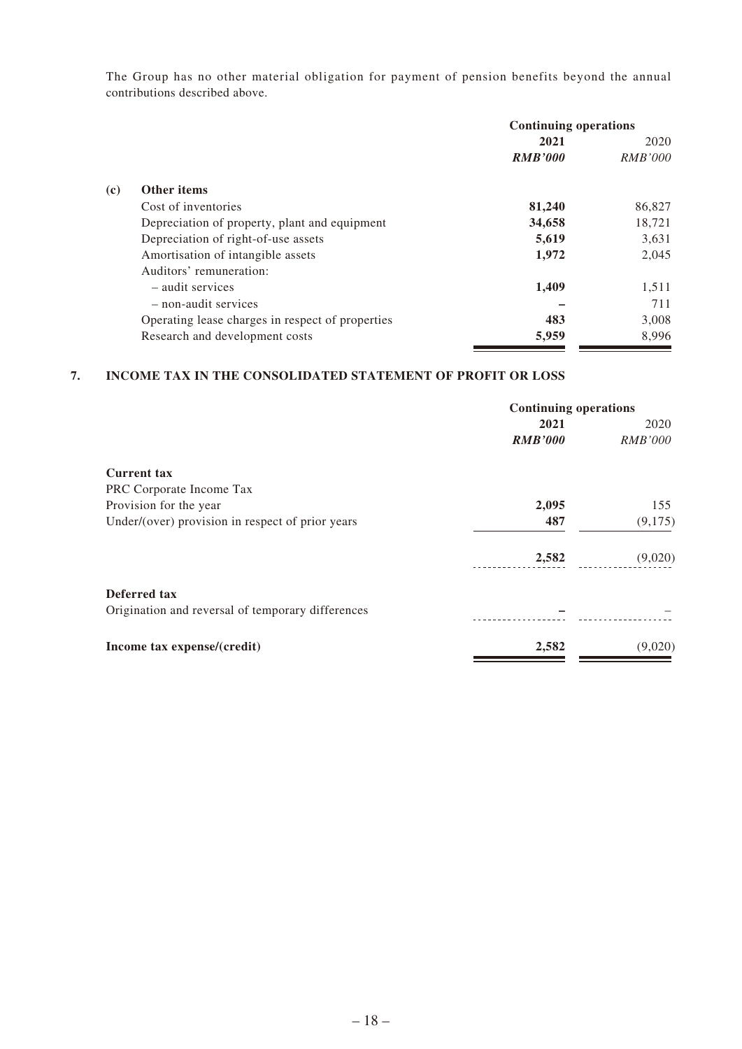The Group has no other material obligation for payment of pension benefits beyond the annual contributions described above.

| | | Continuing operations | |
|---|---|---|---|
| | | **2021** | 2020 |
| | | ***RMB'000*** | *RMB'000* |
| **(c)** | **Other items** | | |
| | Cost of inventories | **81,240** | 86,827 |
| | Depreciation of property, plant and equipment | **34,658** | 18,721 |
| | Depreciation of right-of-use assets | **5,619** | 3,631 |
| | Amortisation of intangible assets | **1,972** | 2,045 |
| | Auditors' remuneration: | | |
| | – audit services | **1,409** | 1,511 |
| | – non-audit services | **–** | 711 |
| | Operating lease charges in respect of properties | **483** | 3,008 |
| | Research and development costs | **5,959** | 8,996 |

## 7. INCOME TAX IN THE CONSOLIDATED STATEMENT OF PROFIT OR LOSS

| | Continuing operations | |
|---|---|---|
| | **2021** | 2020 |
| | ***RMB'000*** | *RMB'000* |
| **Current tax** | | |
| PRC Corporate Income Tax | | |
| Provision for the year | **2,095** | 155 |
| Under/(over) provision in respect of prior years | **487** | (9,175) |
| | **2,582** | (9,020) |
| **Deferred tax** | | |
| Origination and reversal of temporary differences | **–** | – |
| **Income tax expense/(credit)** | **2,582** | (9,020) |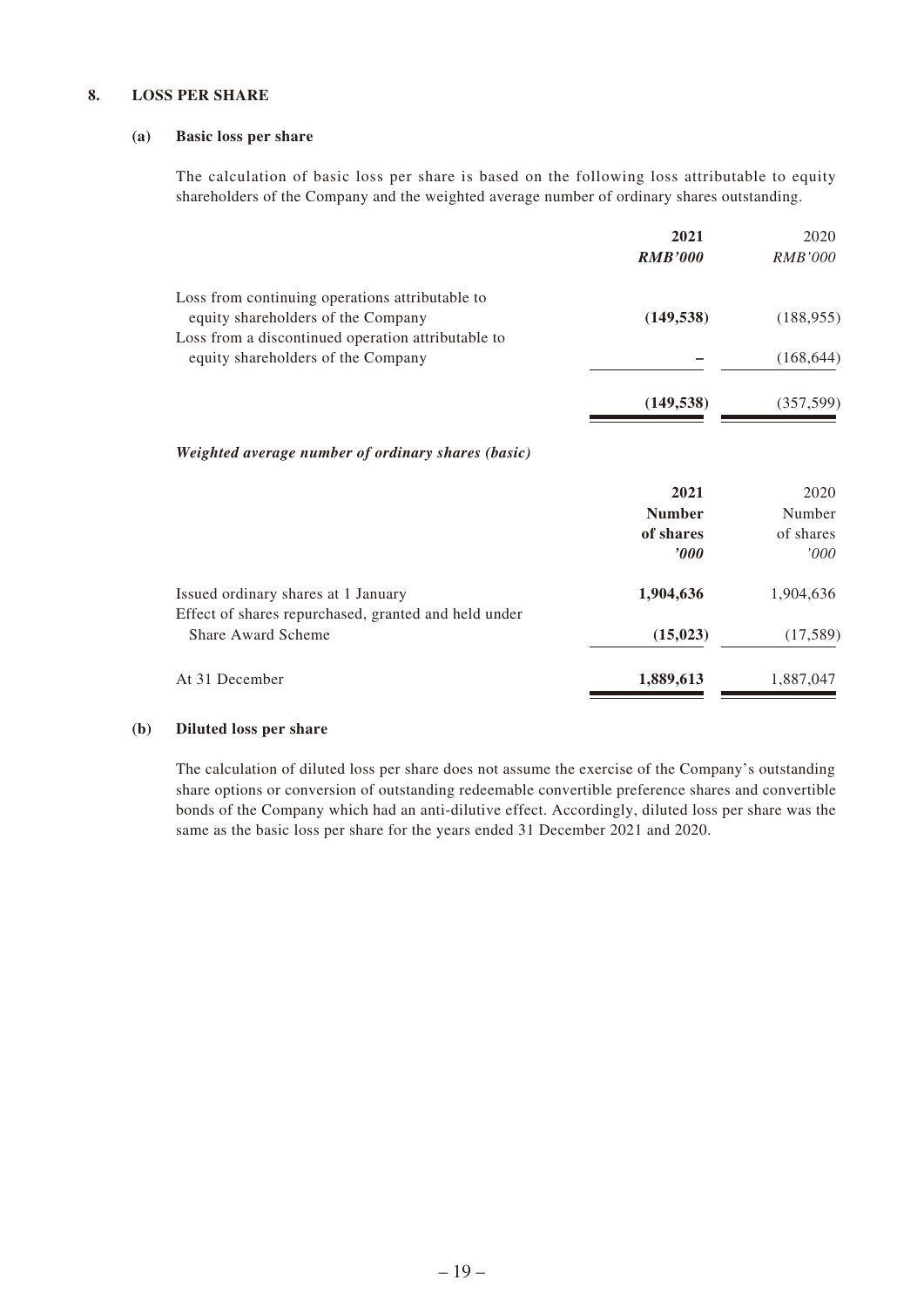## 8. LOSS PER SHARE

### (a) Basic loss per share

The calculation of basic loss per share is based on the following loss attributable to equity shareholders of the Company and the weighted average number of ordinary shares outstanding.

| | 2021 | 2020 |
|---|---|---|
| | ***RMB'000*** | *RMB'000* |
| Loss from continuing operations attributable to equity shareholders of the Company | **(149,538)** | (188,955) |
| Loss from a discontinued operation attributable to equity shareholders of the Company | **–** | (168,644) |
| | **(149,538)** | (357,599) |

***Weighted average number of ordinary shares (basic)***

| | 2021 | 2020 |
|---|---|---|
| | **Number of shares** | Number of shares |
| | ***'000*** | *'000* |
| Issued ordinary shares at 1 January | **1,904,636** | 1,904,636 |
| Effect of shares repurchased, granted and held under Share Award Scheme | **(15,023)** | (17,589) |
| At 31 December | **1,889,613** | 1,887,047 |

### (b) Diluted loss per share

The calculation of diluted loss per share does not assume the exercise of the Company's outstanding share options or conversion of outstanding redeemable convertible preference shares and convertible bonds of the Company which had an anti-dilutive effect. Accordingly, diluted loss per share was the same as the basic loss per share for the years ended 31 December 2021 and 2020.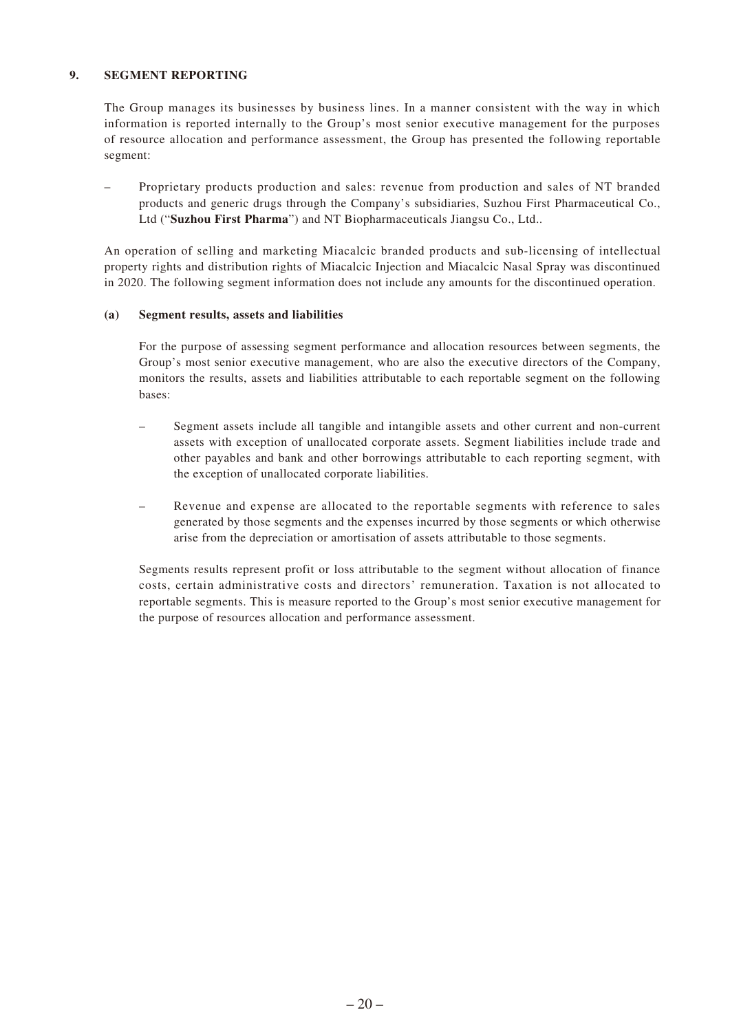## 9. SEGMENT REPORTING

The Group manages its businesses by business lines. In a manner consistent with the way in which information is reported internally to the Group's most senior executive management for the purposes of resource allocation and performance assessment, the Group has presented the following reportable segment:

– Proprietary products production and sales: revenue from production and sales of NT branded products and generic drugs through the Company's subsidiaries, Suzhou First Pharmaceutical Co., Ltd ("**Suzhou First Pharma**") and NT Biopharmaceuticals Jiangsu Co., Ltd..

An operation of selling and marketing Miacalcic branded products and sub-licensing of intellectual property rights and distribution rights of Miacalcic Injection and Miacalcic Nasal Spray was discontinued in 2020. The following segment information does not include any amounts for the discontinued operation.

### (a) Segment results, assets and liabilities

For the purpose of assessing segment performance and allocation resources between segments, the Group's most senior executive management, who are also the executive directors of the Company, monitors the results, assets and liabilities attributable to each reportable segment on the following bases:

– Segment assets include all tangible and intangible assets and other current and non-current assets with exception of unallocated corporate assets. Segment liabilities include trade and other payables and bank and other borrowings attributable to each reporting segment, with the exception of unallocated corporate liabilities.

– Revenue and expense are allocated to the reportable segments with reference to sales generated by those segments and the expenses incurred by those segments or which otherwise arise from the depreciation or amortisation of assets attributable to those segments.

Segments results represent profit or loss attributable to the segment without allocation of finance costs, certain administrative costs and directors' remuneration. Taxation is not allocated to reportable segments. This is measure reported to the Group's most senior executive management for the purpose of resources allocation and performance assessment.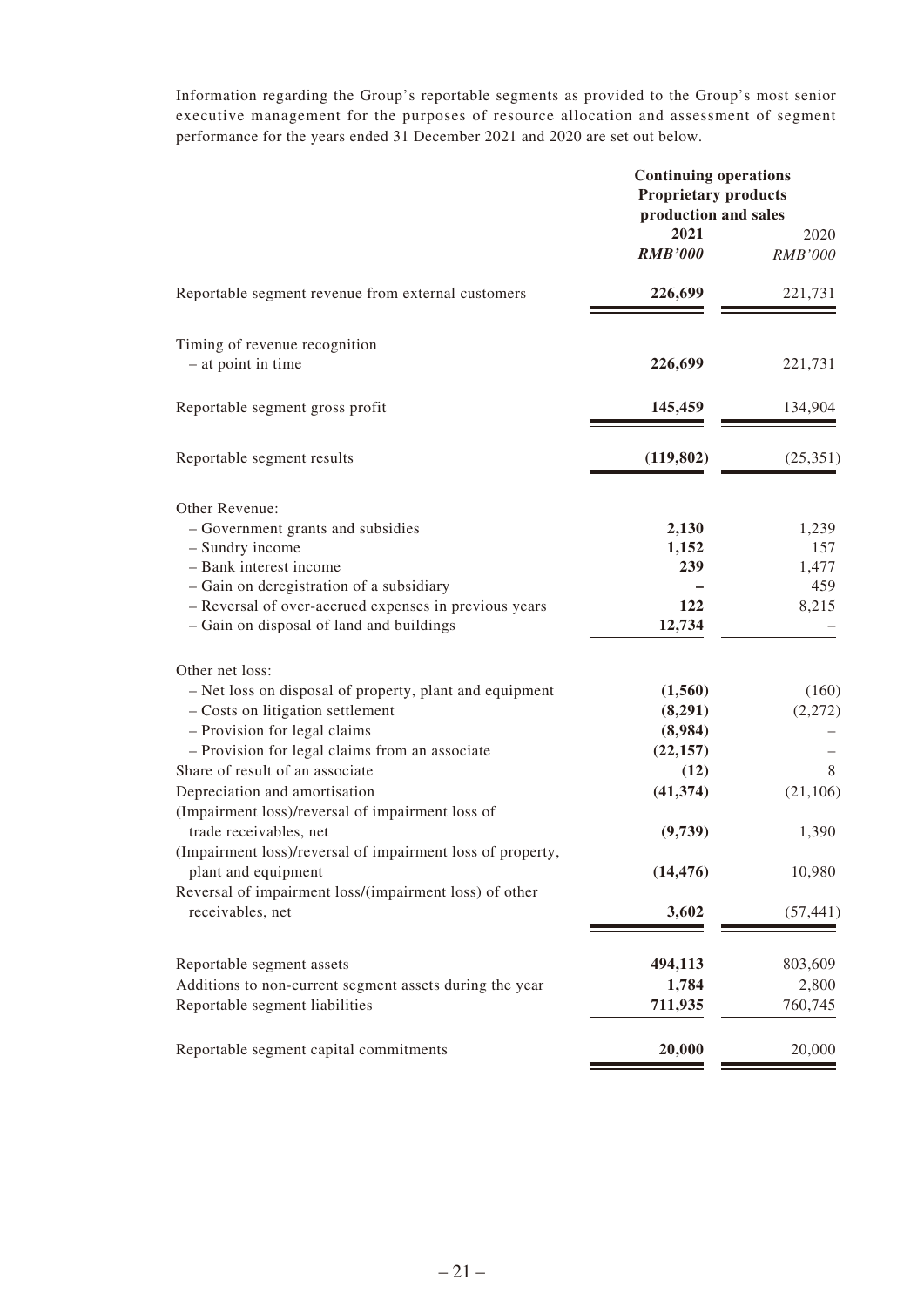Information regarding the Group's reportable segments as provided to the Group's most senior executive management for the purposes of resource allocation and assessment of segment performance for the years ended 31 December 2021 and 2020 are set out below.

| | **Continuing operations Proprietary products production and sales** | |
|---|---|---|
| | **2021** | 2020 |
| | ***RMB'000*** | *RMB'000* |
| Reportable segment revenue from external customers | **226,699** | 221,731 |
| Timing of revenue recognition | | |
| – at point in time | **226,699** | 221,731 |
| Reportable segment gross profit | **145,459** | 134,904 |
| Reportable segment results | **(119,802)** | (25,351) |
| Other Revenue: | | |
| – Government grants and subsidies | **2,130** | 1,239 |
| – Sundry income | **1,152** | 157 |
| – Bank interest income | **239** | 1,477 |
| – Gain on deregistration of a subsidiary | **–** | 459 |
| – Reversal of over-accrued expenses in previous years | **122** | 8,215 |
| – Gain on disposal of land and buildings | **12,734** | – |
| Other net loss: | | |
| – Net loss on disposal of property, plant and equipment | **(1,560)** | (160) |
| – Costs on litigation settlement | **(8,291)** | (2,272) |
| – Provision for legal claims | **(8,984)** | – |
| – Provision for legal claims from an associate | **(22,157)** | – |
| Share of result of an associate | **(12)** | 8 |
| Depreciation and amortisation | **(41,374)** | (21,106) |
| (Impairment loss)/reversal of impairment loss of trade receivables, net | **(9,739)** | 1,390 |
| (Impairment loss)/reversal of impairment loss of property, plant and equipment | **(14,476)** | 10,980 |
| Reversal of impairment loss/(impairment loss) of other receivables, net | **3,602** | (57,441) |
| Reportable segment assets | **494,113** | 803,609 |
| Additions to non-current segment assets during the year | **1,784** | 2,800 |
| Reportable segment liabilities | **711,935** | 760,745 |
| Reportable segment capital commitments | **20,000** | 20,000 |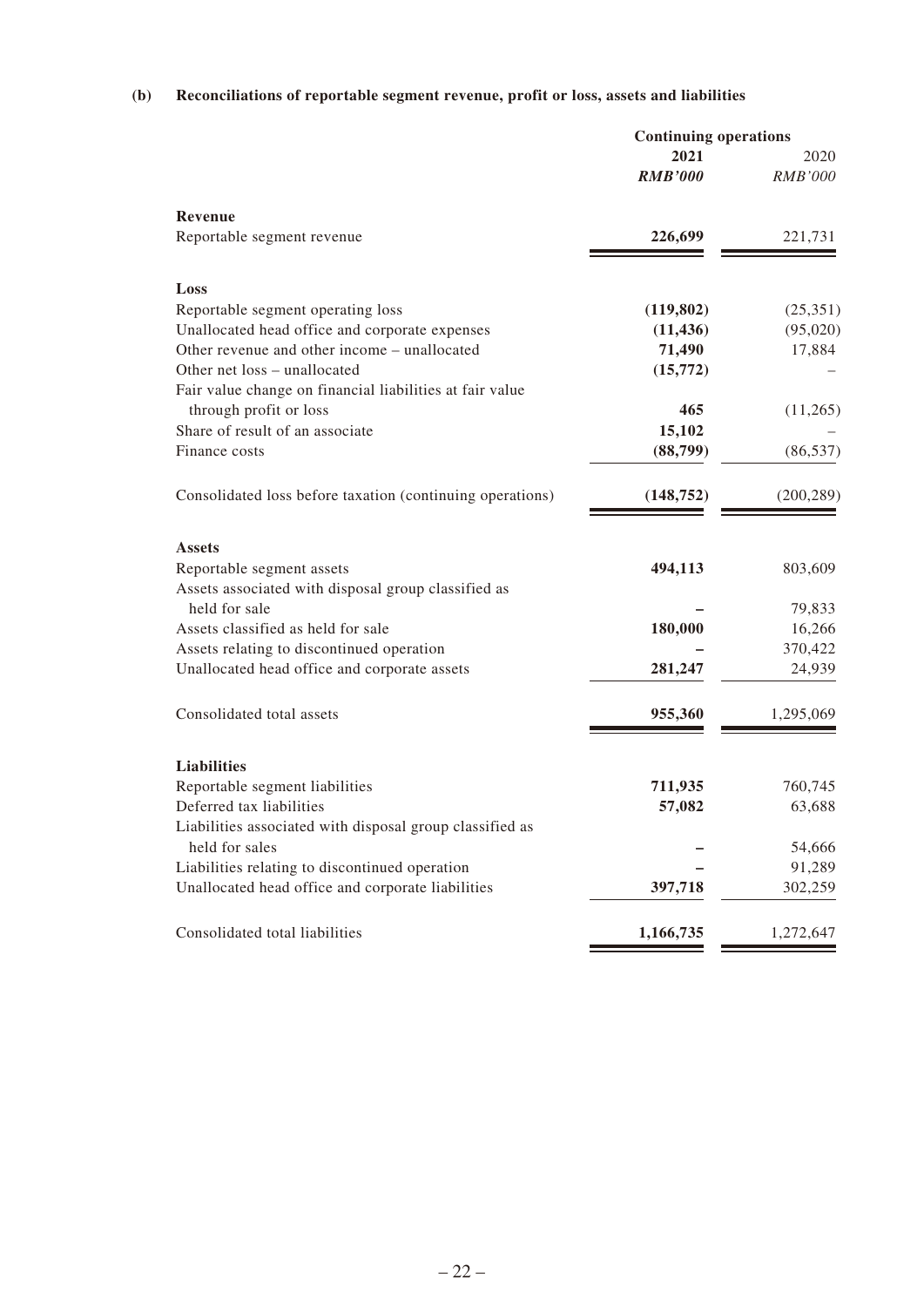**(b) Reconciliations of reportable segment revenue, profit or loss, assets and liabilities**

| | Continuing operations | |
|---|---|---|
| | **2021** | 2020 |
| | ***RMB'000*** | *RMB'000* |
| **Revenue** | | |
| Reportable segment revenue | **226,699** | 221,731 |
| **Loss** | | |
| Reportable segment operating loss | **(119,802)** | (25,351) |
| Unallocated head office and corporate expenses | **(11,436)** | (95,020) |
| Other revenue and other income – unallocated | **71,490** | 17,884 |
| Other net loss – unallocated | **(15,772)** | – |
| Fair value change on financial liabilities at fair value through profit or loss | **465** | (11,265) |
| Share of result of an associate | **15,102** | – |
| Finance costs | **(88,799)** | (86,537) |
| Consolidated loss before taxation (continuing operations) | **(148,752)** | (200,289) |
| **Assets** | | |
| Reportable segment assets | **494,113** | 803,609 |
| Assets associated with disposal group classified as held for sale | **–** | 79,833 |
| Assets classified as held for sale | **180,000** | 16,266 |
| Assets relating to discontinued operation | **–** | 370,422 |
| Unallocated head office and corporate assets | **281,247** | 24,939 |
| Consolidated total assets | **955,360** | 1,295,069 |
| **Liabilities** | | |
| Reportable segment liabilities | **711,935** | 760,745 |
| Deferred tax liabilities | **57,082** | 63,688 |
| Liabilities associated with disposal group classified as held for sales | **–** | 54,666 |
| Liabilities relating to discontinued operation | **–** | 91,289 |
| Unallocated head office and corporate liabilities | **397,718** | 302,259 |
| Consolidated total liabilities | **1,166,735** | 1,272,647 |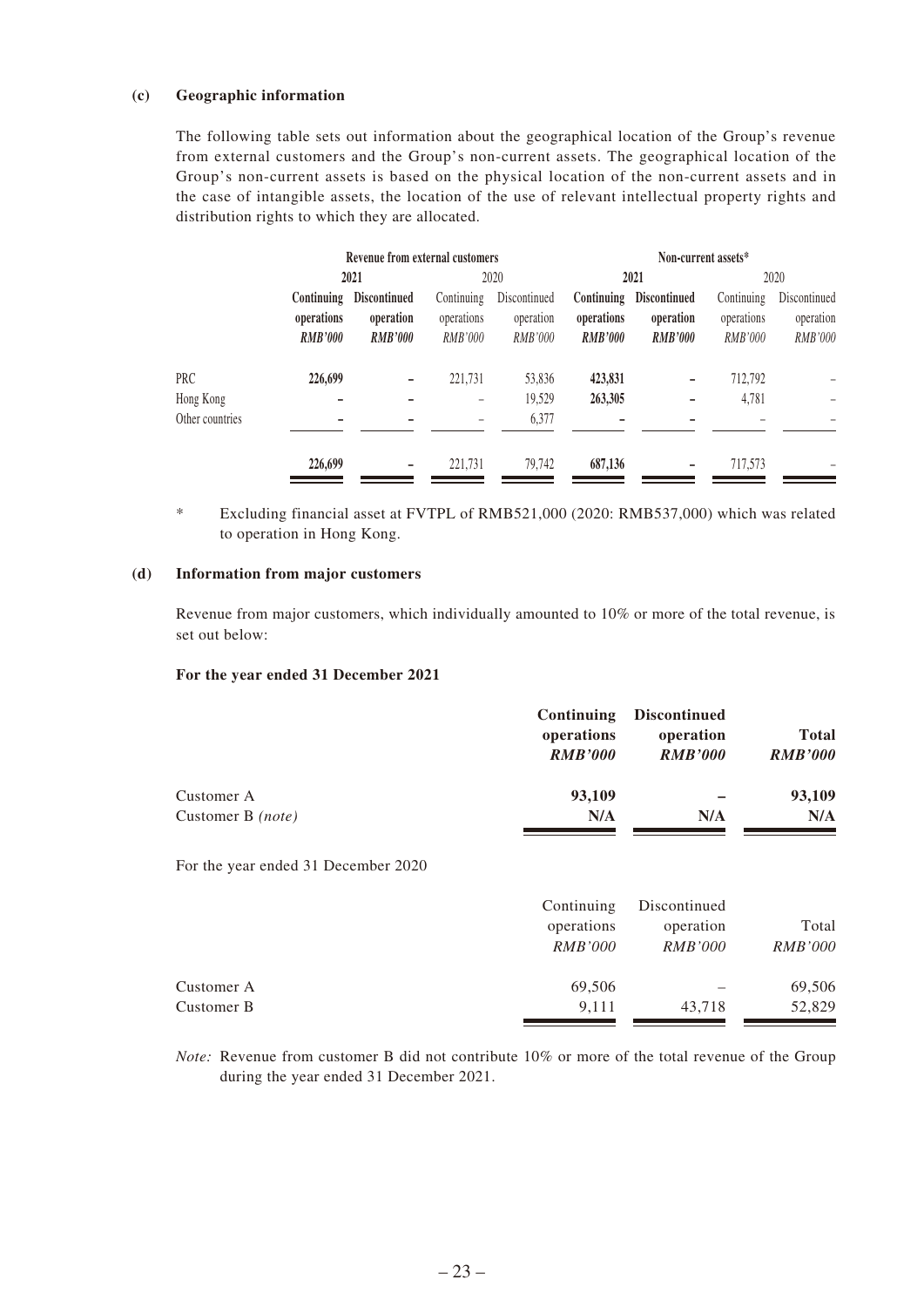**(c) Geographic information**

The following table sets out information about the geographical location of the Group's revenue from external customers and the Group's non-current assets. The geographical location of the Group's non-current assets is based on the physical location of the non-current assets and in the case of intangible assets, the location of the use of relevant intellectual property rights and distribution rights to which they are allocated.

| | Revenue from external customers | | | | Non-current assets* | | | |
|---|---|---|---|---|---|---|---|---|
| | **2021** | | 2020 | | **2021** | | 2020 | |
| | **Continuing operations** | **Discontinued operation** | Continuing operations | Discontinued operation | **Continuing operations** | **Discontinued operation** | Continuing operations | Discontinued operation |
| | ***RMB'000*** | ***RMB'000*** | *RMB'000* | *RMB'000* | ***RMB'000*** | ***RMB'000*** | *RMB'000* | *RMB'000* |
| PRC | **226,699** | **–** | 221,731 | 53,836 | **423,831** | **–** | 712,792 | – |
| Hong Kong | **–** | **–** | – | 19,529 | **263,305** | **–** | 4,781 | – |
| Other countries | **–** | **–** | – | 6,377 | **–** | **–** | – | – |
| | **226,699** | **–** | 221,731 | 79,742 | **687,136** | **–** | 717,573 | – |

\* Excluding financial asset at FVTPL of RMB521,000 (2020: RMB537,000) which was related to operation in Hong Kong.

**(d) Information from major customers**

Revenue from major customers, which individually amounted to 10% or more of the total revenue, is set out below:

**For the year ended 31 December 2021**

| | **Continuing operations** | **Discontinued operation** | **Total** |
|---|---|---|---|
| | ***RMB'000*** | ***RMB'000*** | ***RMB'000*** |
| Customer A | **93,109** | **–** | **93,109** |
| Customer B *(note)* | **N/A** | **N/A** | **N/A** |

For the year ended 31 December 2020

| | Continuing operations | Discontinued operation | Total |
|---|---|---|---|
| | *RMB'000* | *RMB'000* | *RMB'000* |
| Customer A | 69,506 | – | 69,506 |
| Customer B | 9,111 | 43,718 | 52,829 |

*Note:* Revenue from customer B did not contribute 10% or more of the total revenue of the Group during the year ended 31 December 2021.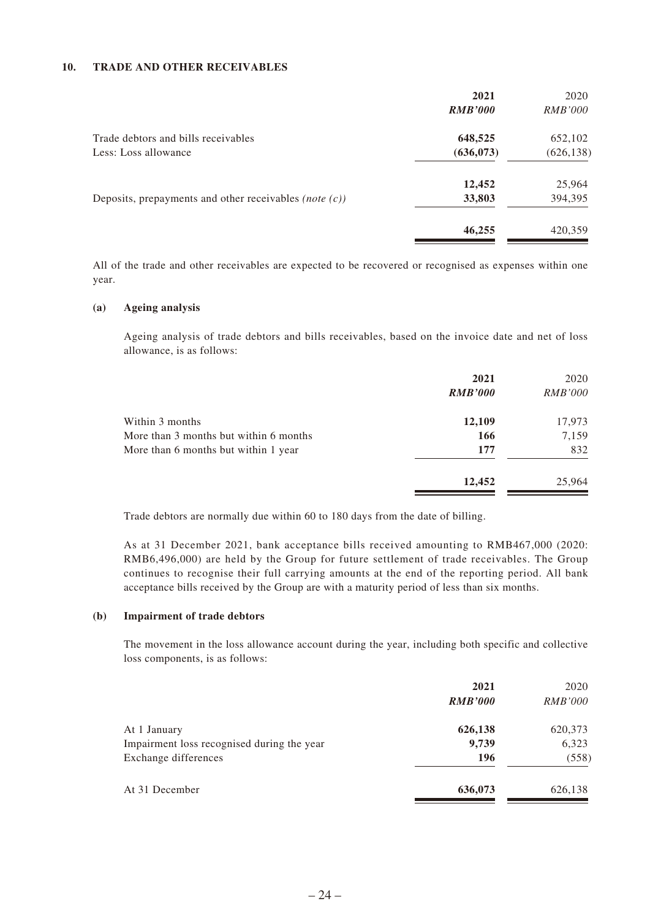## 10. TRADE AND OTHER RECEIVABLES

| | **2021** | 2020 |
|---|---|---|
| | ***RMB'000*** | *RMB'000* |
| Trade debtors and bills receivables | **648,525** | 652,102 |
| Less: Loss allowance | **(636,073)** | (626,138) |
| | **12,452** | 25,964 |
| Deposits, prepayments and other receivables *(note (c))* | **33,803** | 394,395 |
| | **46,255** | 420,359 |

All of the trade and other receivables are expected to be recovered or recognised as expenses within one year.

### (a) Ageing analysis

Ageing analysis of trade debtors and bills receivables, based on the invoice date and net of loss allowance, is as follows:

| | **2021** | 2020 |
|---|---|---|
| | ***RMB'000*** | *RMB'000* |
| Within 3 months | **12,109** | 17,973 |
| More than 3 months but within 6 months | **166** | 7,159 |
| More than 6 months but within 1 year | **177** | 832 |
| | **12,452** | 25,964 |

Trade debtors are normally due within 60 to 180 days from the date of billing.

As at 31 December 2021, bank acceptance bills received amounting to RMB467,000 (2020: RMB6,496,000) are held by the Group for future settlement of trade receivables. The Group continues to recognise their full carrying amounts at the end of the reporting period. All bank acceptance bills received by the Group are with a maturity period of less than six months.

### (b) Impairment of trade debtors

The movement in the loss allowance account during the year, including both specific and collective loss components, is as follows:

| | **2021** | 2020 |
|---|---|---|
| | ***RMB'000*** | *RMB'000* |
| At 1 January | **626,138** | 620,373 |
| Impairment loss recognised during the year | **9,739** | 6,323 |
| Exchange differences | **196** | (558) |
| At 31 December | **636,073** | 626,138 |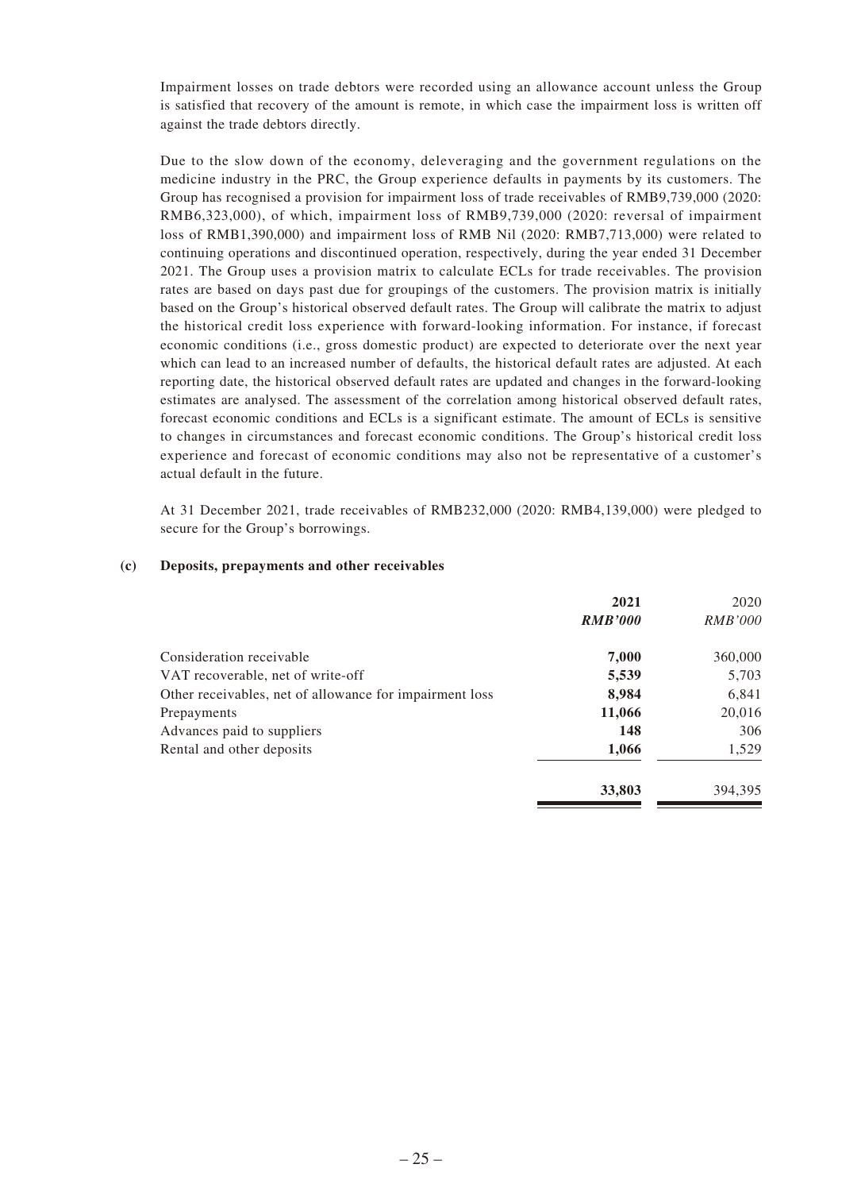Impairment losses on trade debtors were recorded using an allowance account unless the Group is satisfied that recovery of the amount is remote, in which case the impairment loss is written off against the trade debtors directly.

Due to the slow down of the economy, deleveraging and the government regulations on the medicine industry in the PRC, the Group experience defaults in payments by its customers. The Group has recognised a provision for impairment loss of trade receivables of RMB9,739,000 (2020: RMB6,323,000), of which, impairment loss of RMB9,739,000 (2020: reversal of impairment loss of RMB1,390,000) and impairment loss of RMB Nil (2020: RMB7,713,000) were related to continuing operations and discontinued operation, respectively, during the year ended 31 December 2021. The Group uses a provision matrix to calculate ECLs for trade receivables. The provision rates are based on days past due for groupings of the customers. The provision matrix is initially based on the Group's historical observed default rates. The Group will calibrate the matrix to adjust the historical credit loss experience with forward-looking information. For instance, if forecast economic conditions (i.e., gross domestic product) are expected to deteriorate over the next year which can lead to an increased number of defaults, the historical default rates are adjusted. At each reporting date, the historical observed default rates are updated and changes in the forward-looking estimates are analysed. The assessment of the correlation among historical observed default rates, forecast economic conditions and ECLs is a significant estimate. The amount of ECLs is sensitive to changes in circumstances and forecast economic conditions. The Group's historical credit loss experience and forecast of economic conditions may also not be representative of a customer's actual default in the future.

At 31 December 2021, trade receivables of RMB232,000 (2020: RMB4,139,000) were pledged to secure for the Group's borrowings.

**(c) Deposits, prepayments and other receivables**

| | **2021** | 2020 |
|---|---|---|
| | ***RMB'000*** | *RMB'000* |
| Consideration receivable | **7,000** | 360,000 |
| VAT recoverable, net of write-off | **5,539** | 5,703 |
| Other receivables, net of allowance for impairment loss | **8,984** | 6,841 |
| Prepayments | **11,066** | 20,016 |
| Advances paid to suppliers | **148** | 306 |
| Rental and other deposits | **1,066** | 1,529 |
| | **33,803** | 394,395 |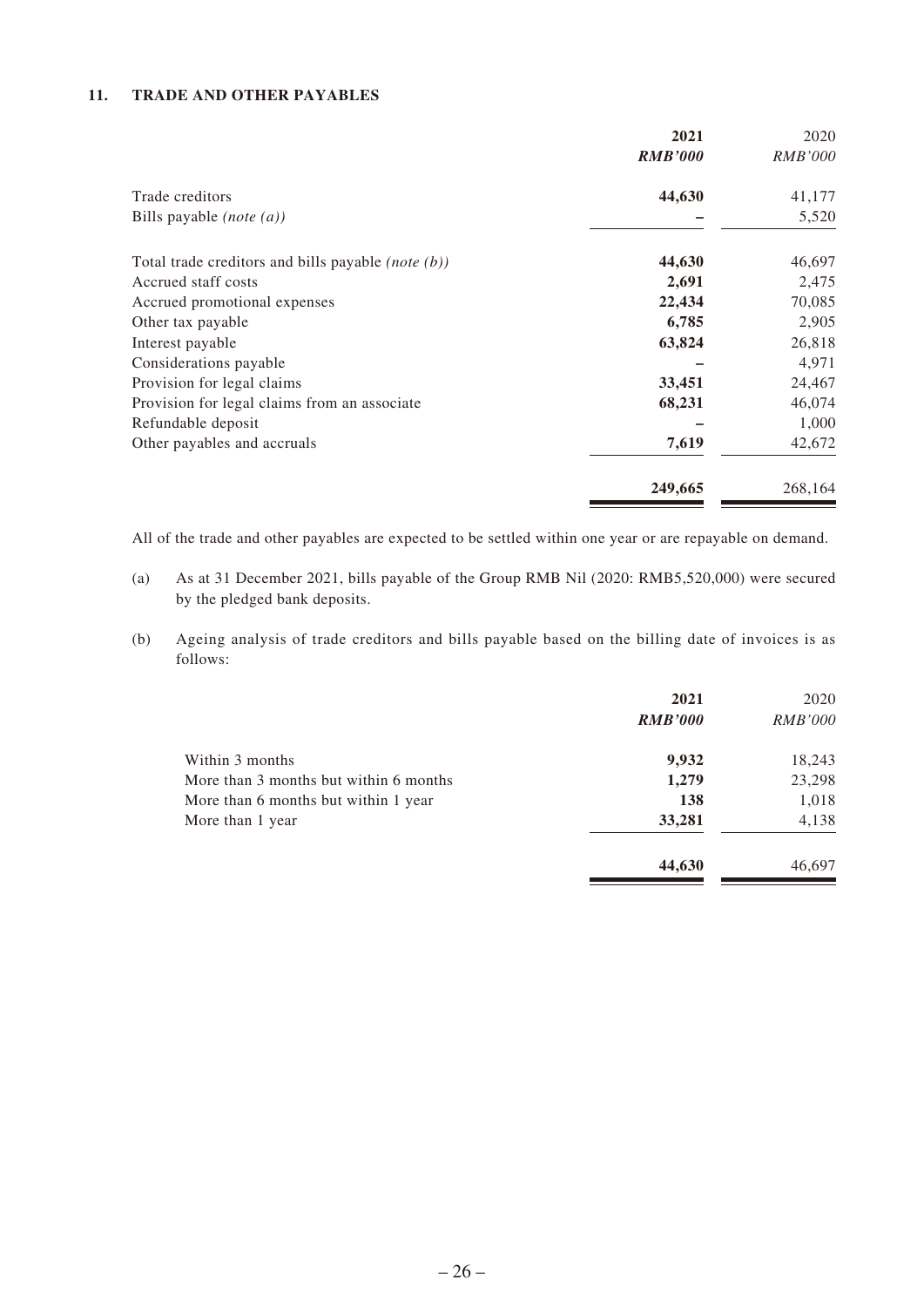## 11. TRADE AND OTHER PAYABLES

| | **2021** | 2020 |
|---|---|---|
| | ***RMB'000*** | *RMB'000* |
| Trade creditors | **44,630** | 41,177 |
| Bills payable *(note (a))* | **–** | 5,520 |
| Total trade creditors and bills payable *(note (b))* | **44,630** | 46,697 |
| Accrued staff costs | **2,691** | 2,475 |
| Accrued promotional expenses | **22,434** | 70,085 |
| Other tax payable | **6,785** | 2,905 |
| Interest payable | **63,824** | 26,818 |
| Considerations payable | **–** | 4,971 |
| Provision for legal claims | **33,451** | 24,467 |
| Provision for legal claims from an associate | **68,231** | 46,074 |
| Refundable deposit | **–** | 1,000 |
| Other payables and accruals | **7,619** | 42,672 |
| | **249,665** | 268,164 |

All of the trade and other payables are expected to be settled within one year or are repayable on demand.

(a) As at 31 December 2021, bills payable of the Group RMB Nil (2020: RMB5,520,000) were secured by the pledged bank deposits.

(b) Ageing analysis of trade creditors and bills payable based on the billing date of invoices is as follows:

| | **2021** | 2020 |
|---|---|---|
| | ***RMB'000*** | *RMB'000* |
| Within 3 months | **9,932** | 18,243 |
| More than 3 months but within 6 months | **1,279** | 23,298 |
| More than 6 months but within 1 year | **138** | 1,018 |
| More than 1 year | **33,281** | 4,138 |
| | **44,630** | 46,697 |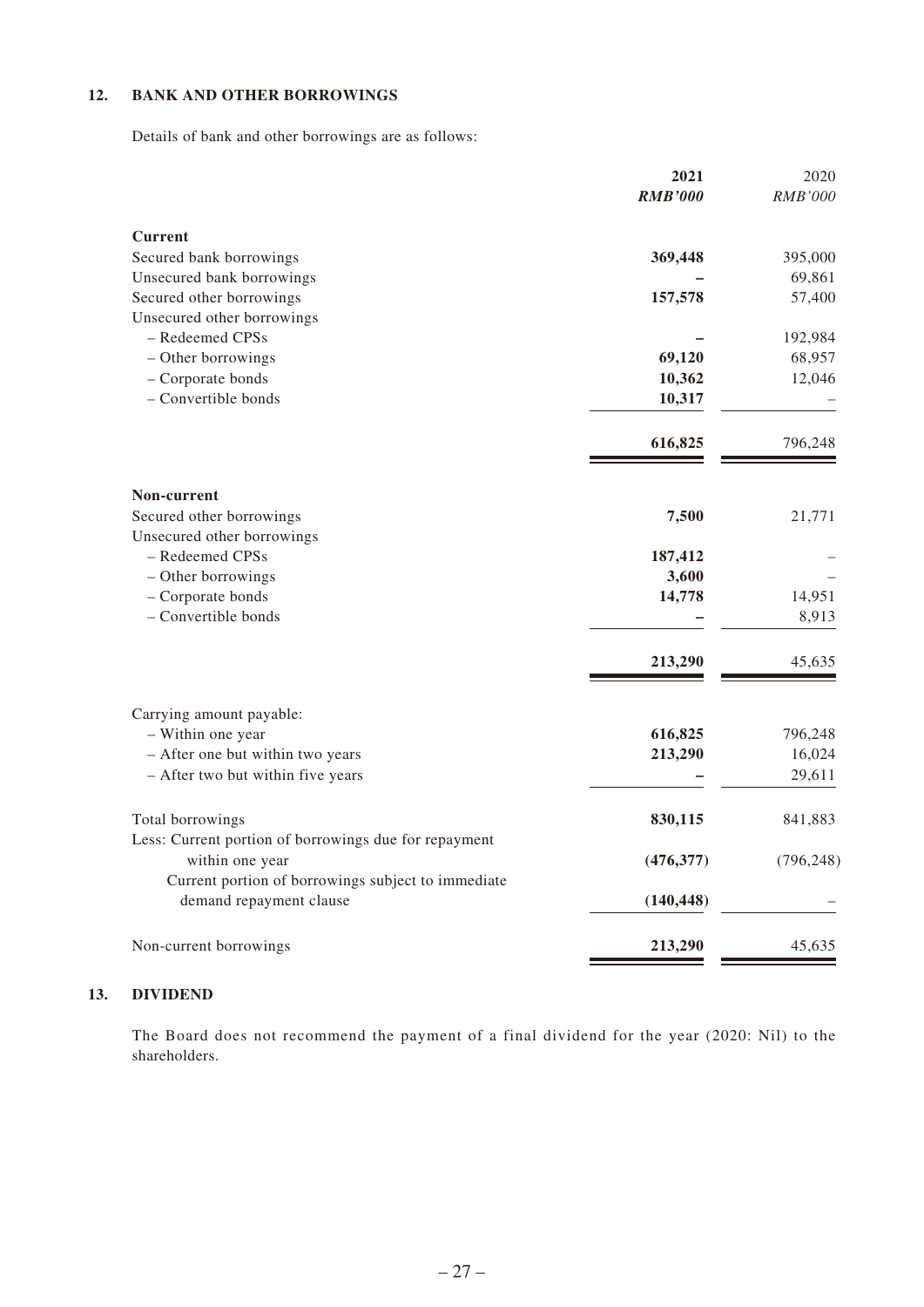## 12. BANK AND OTHER BORROWINGS

Details of bank and other borrowings are as follows:

| | **2021** | 2020 |
|---|---|---|
| | ***RMB'000*** | *RMB'000* |
| **Current** | | |
| Secured bank borrowings | **369,448** | 395,000 |
| Unsecured bank borrowings | **–** | 69,861 |
| Secured other borrowings | **157,578** | 57,400 |
| Unsecured other borrowings | | |
| – Redeemed CPSs | **–** | 192,984 |
| – Other borrowings | **69,120** | 68,957 |
| – Corporate bonds | **10,362** | 12,046 |
| – Convertible bonds | **10,317** | – |
| | **616,825** | 796,248 |
| **Non-current** | | |
| Secured other borrowings | **7,500** | 21,771 |
| Unsecured other borrowings | | |
| – Redeemed CPSs | **187,412** | – |
| – Other borrowings | **3,600** | – |
| – Corporate bonds | **14,778** | 14,951 |
| – Convertible bonds | **–** | 8,913 |
| | **213,290** | 45,635 |
| Carrying amount payable: | | |
| – Within one year | **616,825** | 796,248 |
| – After one but within two years | **213,290** | 16,024 |
| – After two but within five years | **–** | 29,611 |
| Total borrowings | **830,115** | 841,883 |
| Less: Current portion of borrowings due for repayment within one year | **(476,377)** | (796,248) |
| Current portion of borrowings subject to immediate demand repayment clause | **(140,448)** | – |
| Non-current borrowings | **213,290** | 45,635 |

## 13. DIVIDEND

The Board does not recommend the payment of a final dividend for the year (2020: Nil) to the shareholders.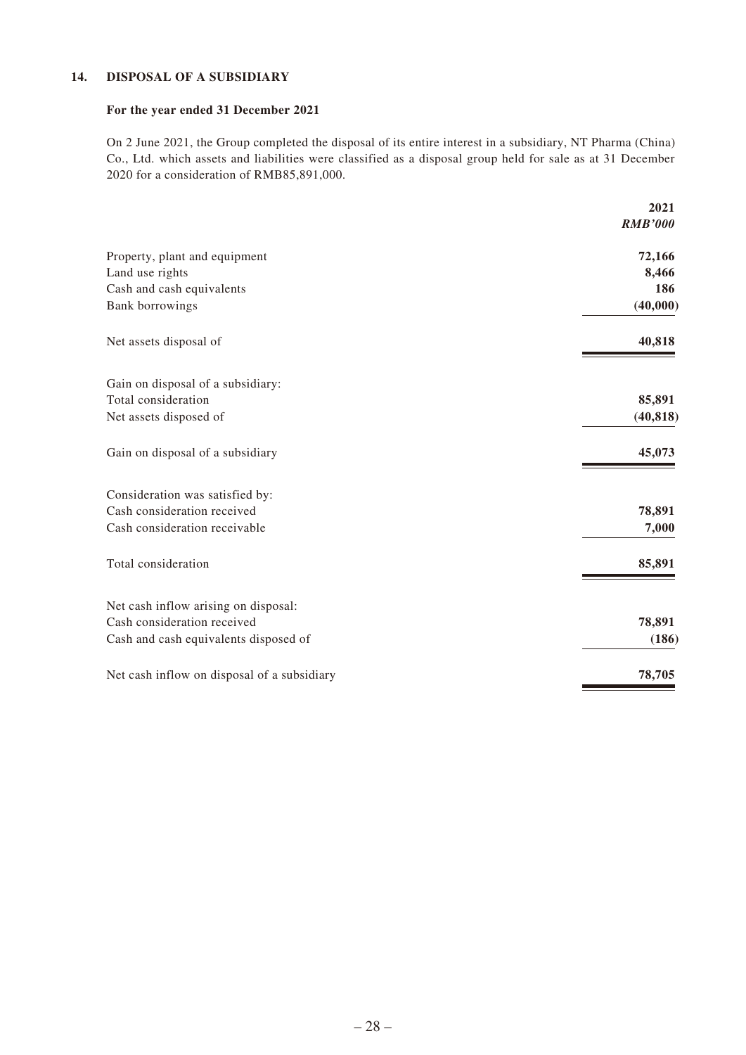## 14. DISPOSAL OF A SUBSIDIARY

### For the year ended 31 December 2021

On 2 June 2021, the Group completed the disposal of its entire interest in a subsidiary, NT Pharma (China) Co., Ltd. which assets and liabilities were classified as a disposal group held for sale as at 31 December 2020 for a consideration of RMB85,891,000.

| | 2021 |
|---|---|
| | *RMB'000* |
| Property, plant and equipment | 72,166 |
| Land use rights | 8,466 |
| Cash and cash equivalents | 186 |
| Bank borrowings | (40,000) |
| Net assets disposal of | 40,818 |
| Gain on disposal of a subsidiary: | |
| Total consideration | 85,891 |
| Net assets disposed of | (40,818) |
| Gain on disposal of a subsidiary | 45,073 |
| Consideration was satisfied by: | |
| Cash consideration received | 78,891 |
| Cash consideration receivable | 7,000 |
| Total consideration | 85,891 |
| Net cash inflow arising on disposal: | |
| Cash consideration received | 78,891 |
| Cash and cash equivalents disposed of | (186) |
| Net cash inflow on disposal of a subsidiary | 78,705 |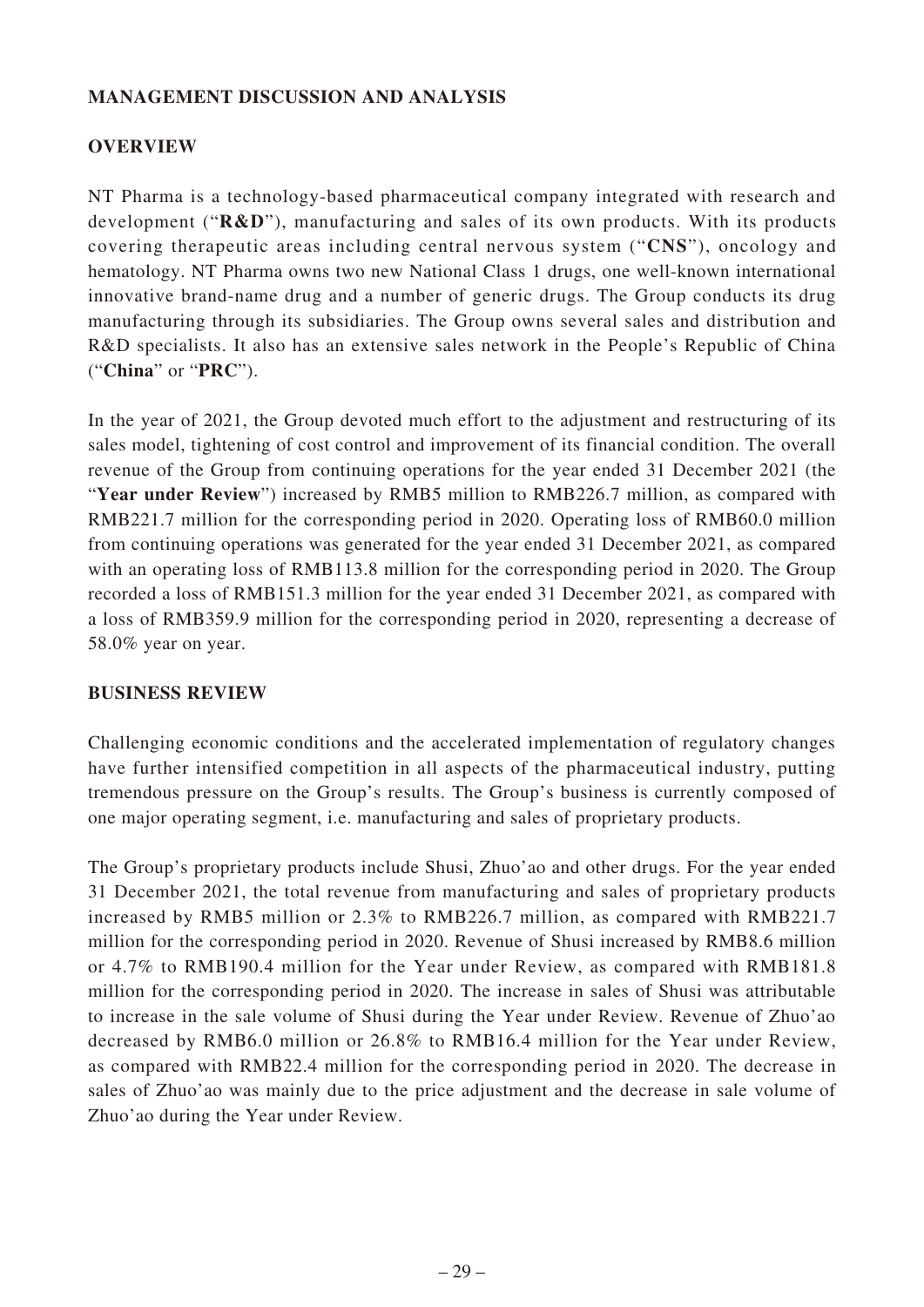## MANAGEMENT DISCUSSION AND ANALYSIS

### OVERVIEW

NT Pharma is a technology-based pharmaceutical company integrated with research and development ("**R&D**"), manufacturing and sales of its own products. With its products covering therapeutic areas including central nervous system ("**CNS**"), oncology and hematology. NT Pharma owns two new National Class 1 drugs, one well-known international innovative brand-name drug and a number of generic drugs. The Group conducts its drug manufacturing through its subsidiaries. The Group owns several sales and distribution and R&D specialists. It also has an extensive sales network in the People's Republic of China ("**China**" or "**PRC**").

In the year of 2021, the Group devoted much effort to the adjustment and restructuring of its sales model, tightening of cost control and improvement of its financial condition. The overall revenue of the Group from continuing operations for the year ended 31 December 2021 (the "**Year under Review**") increased by RMB5 million to RMB226.7 million, as compared with RMB221.7 million for the corresponding period in 2020. Operating loss of RMB60.0 million from continuing operations was generated for the year ended 31 December 2021, as compared with an operating loss of RMB113.8 million for the corresponding period in 2020. The Group recorded a loss of RMB151.3 million for the year ended 31 December 2021, as compared with a loss of RMB359.9 million for the corresponding period in 2020, representing a decrease of 58.0% year on year.

### BUSINESS REVIEW

Challenging economic conditions and the accelerated implementation of regulatory changes have further intensified competition in all aspects of the pharmaceutical industry, putting tremendous pressure on the Group's results. The Group's business is currently composed of one major operating segment, i.e. manufacturing and sales of proprietary products.

The Group's proprietary products include Shusi, Zhuo'ao and other drugs. For the year ended 31 December 2021, the total revenue from manufacturing and sales of proprietary products increased by RMB5 million or 2.3% to RMB226.7 million, as compared with RMB221.7 million for the corresponding period in 2020. Revenue of Shusi increased by RMB8.6 million or 4.7% to RMB190.4 million for the Year under Review, as compared with RMB181.8 million for the corresponding period in 2020. The increase in sales of Shusi was attributable to increase in the sale volume of Shusi during the Year under Review. Revenue of Zhuo'ao decreased by RMB6.0 million or 26.8% to RMB16.4 million for the Year under Review, as compared with RMB22.4 million for the corresponding period in 2020. The decrease in sales of Zhuo'ao was mainly due to the price adjustment and the decrease in sale volume of Zhuo'ao during the Year under Review.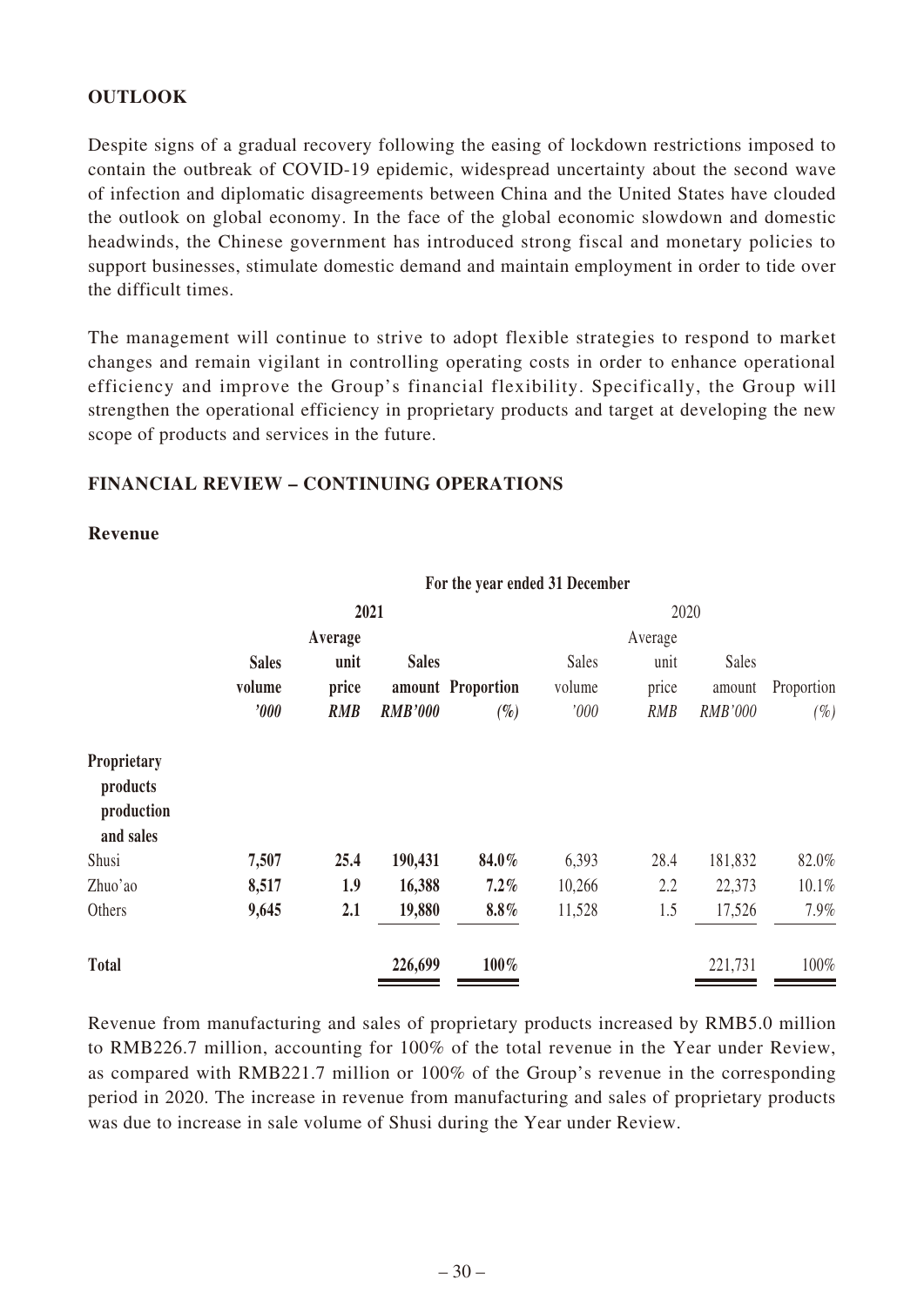## OUTLOOK

Despite signs of a gradual recovery following the easing of lockdown restrictions imposed to contain the outbreak of COVID-19 epidemic, widespread uncertainty about the second wave of infection and diplomatic disagreements between China and the United States have clouded the outlook on global economy. In the face of the global economic slowdown and domestic headwinds, the Chinese government has introduced strong fiscal and monetary policies to support businesses, stimulate domestic demand and maintain employment in order to tide over the difficult times.

The management will continue to strive to adopt flexible strategies to respond to market changes and remain vigilant in controlling operating costs in order to enhance operational efficiency and improve the Group's financial flexibility. Specifically, the Group will strengthen the operational efficiency in proprietary products and target at developing the new scope of products and services in the future.

## FINANCIAL REVIEW – CONTINUING OPERATIONS

### Revenue

| | For the year ended 31 December | | | | | | | |
|---|---|---|---|---|---|---|---|---|
| | **2021** | | | | 2020 | | | |
| | **Sales volume** | **Average unit price** | **Sales amount** | **Proportion** | Sales volume | Average unit price | Sales amount | Proportion |
| | ***'000*** | ***RMB*** | ***RMB'000*** | ***(%)*** | *'000* | *RMB* | *RMB'000* | *(%)* |
| **Proprietary products production and sales** | | | | | | | | |
| Shusi | **7,507** | **25.4** | **190,431** | **84.0%** | 6,393 | 28.4 | 181,832 | 82.0% |
| Zhuo'ao | **8,517** | **1.9** | **16,388** | **7.2%** | 10,266 | 2.2 | 22,373 | 10.1% |
| Others | **9,645** | **2.1** | **19,880** | **8.8%** | 11,528 | 1.5 | 17,526 | 7.9% |
| **Total** | | | **226,699** | **100%** | | | 221,731 | 100% |

Revenue from manufacturing and sales of proprietary products increased by RMB5.0 million to RMB226.7 million, accounting for 100% of the total revenue in the Year under Review, as compared with RMB221.7 million or 100% of the Group's revenue in the corresponding period in 2020. The increase in revenue from manufacturing and sales of proprietary products was due to increase in sale volume of Shusi during the Year under Review.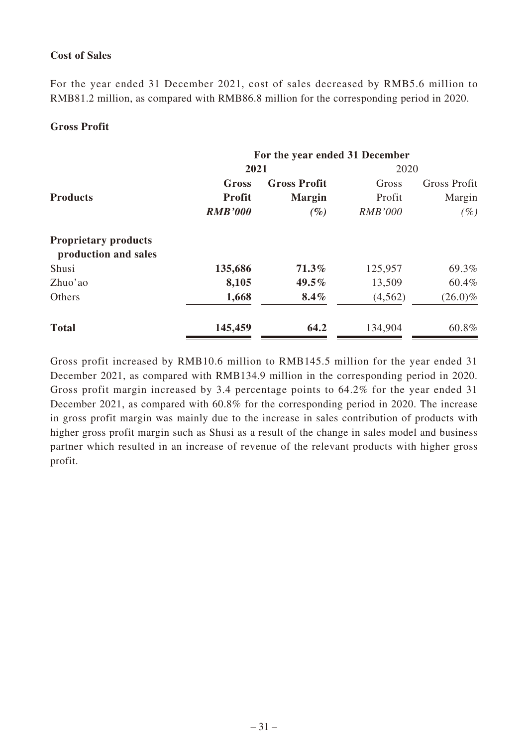**Cost of Sales**

For the year ended 31 December 2021, cost of sales decreased by RMB5.6 million to RMB81.2 million, as compared with RMB86.8 million for the corresponding period in 2020.

**Gross Profit**

| | For the year ended 31 December | | | |
|---|---|---|---|---|
| | **2021** | | 2020 | |
| **Products** | **Gross Profit** *RMB'000* | **Gross Profit Margin** *(%)* | Gross Profit *RMB'000* | Gross Profit Margin *(%)* |
| **Proprietary products production and sales** | | | | |
| Shusi | **135,686** | **71.3%** | 125,957 | 69.3% |
| Zhuo'ao | **8,105** | **49.5%** | 13,509 | 60.4% |
| Others | **1,668** | **8.4%** | (4,562) | (26.0)% |
| **Total** | **145,459** | **64.2** | 134,904 | 60.8% |

Gross profit increased by RMB10.6 million to RMB145.5 million for the year ended 31 December 2021, as compared with RMB134.9 million in the corresponding period in 2020. Gross profit margin increased by 3.4 percentage points to 64.2% for the year ended 31 December 2021, as compared with 60.8% for the corresponding period in 2020. The increase in gross profit margin was mainly due to the increase in sales contribution of products with higher gross profit margin such as Shusi as a result of the change in sales model and business partner which resulted in an increase of revenue of the relevant products with higher gross profit.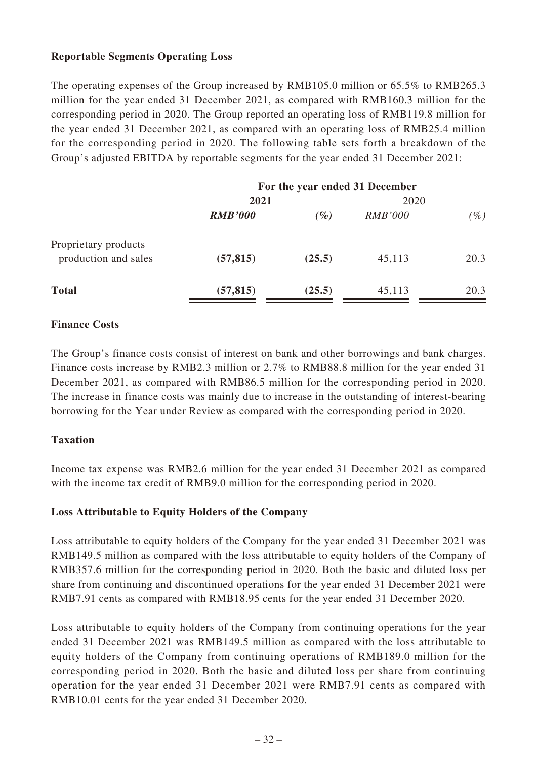**Reportable Segments Operating Loss**

The operating expenses of the Group increased by RMB105.0 million or 65.5% to RMB265.3 million for the year ended 31 December 2021, as compared with RMB160.3 million for the corresponding period in 2020. The Group reported an operating loss of RMB119.8 million for the year ended 31 December 2021, as compared with an operating loss of RMB25.4 million for the corresponding period in 2020. The following table sets forth a breakdown of the Group's adjusted EBITDA by reportable segments for the year ended 31 December 2021:

| | For the year ended 31 December | | | |
|---|---|---|---|---|
| | **2021** | | 2020 | |
| | ***RMB'000*** | ***(%)*** | *RMB'000* | *(%)* |
| Proprietary products production and sales | **(57,815)** | **(25.5)** | 45,113 | 20.3 |
| **Total** | **(57,815)** | **(25.5)** | 45,113 | 20.3 |

**Finance Costs**

The Group's finance costs consist of interest on bank and other borrowings and bank charges. Finance costs increase by RMB2.3 million or 2.7% to RMB88.8 million for the year ended 31 December 2021, as compared with RMB86.5 million for the corresponding period in 2020. The increase in finance costs was mainly due to increase in the outstanding of interest-bearing borrowing for the Year under Review as compared with the corresponding period in 2020.

**Taxation**

Income tax expense was RMB2.6 million for the year ended 31 December 2021 as compared with the income tax credit of RMB9.0 million for the corresponding period in 2020.

**Loss Attributable to Equity Holders of the Company**

Loss attributable to equity holders of the Company for the year ended 31 December 2021 was RMB149.5 million as compared with the loss attributable to equity holders of the Company of RMB357.6 million for the corresponding period in 2020. Both the basic and diluted loss per share from continuing and discontinued operations for the year ended 31 December 2021 were RMB7.91 cents as compared with RMB18.95 cents for the year ended 31 December 2020.

Loss attributable to equity holders of the Company from continuing operations for the year ended 31 December 2021 was RMB149.5 million as compared with the loss attributable to equity holders of the Company from continuing operations of RMB189.0 million for the corresponding period in 2020. Both the basic and diluted loss per share from continuing operation for the year ended 31 December 2021 were RMB7.91 cents as compared with RMB10.01 cents for the year ended 31 December 2020.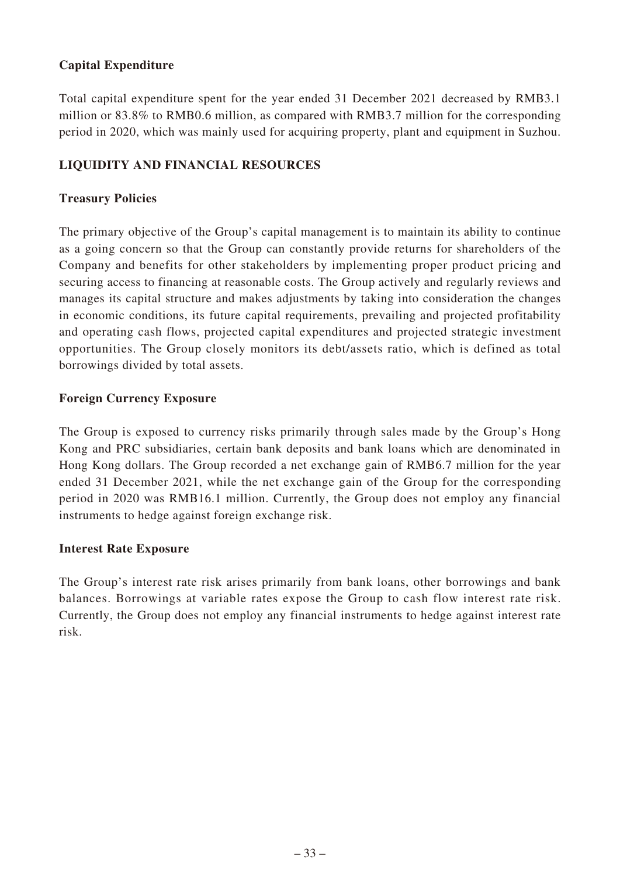### Capital Expenditure

Total capital expenditure spent for the year ended 31 December 2021 decreased by RMB3.1 million or 83.8% to RMB0.6 million, as compared with RMB3.7 million for the corresponding period in 2020, which was mainly used for acquiring property, plant and equipment in Suzhou.

## LIQUIDITY AND FINANCIAL RESOURCES

### Treasury Policies

The primary objective of the Group's capital management is to maintain its ability to continue as a going concern so that the Group can constantly provide returns for shareholders of the Company and benefits for other stakeholders by implementing proper product pricing and securing access to financing at reasonable costs. The Group actively and regularly reviews and manages its capital structure and makes adjustments by taking into consideration the changes in economic conditions, its future capital requirements, prevailing and projected profitability and operating cash flows, projected capital expenditures and projected strategic investment opportunities. The Group closely monitors its debt/assets ratio, which is defined as total borrowings divided by total assets.

### Foreign Currency Exposure

The Group is exposed to currency risks primarily through sales made by the Group's Hong Kong and PRC subsidiaries, certain bank deposits and bank loans which are denominated in Hong Kong dollars. The Group recorded a net exchange gain of RMB6.7 million for the year ended 31 December 2021, while the net exchange gain of the Group for the corresponding period in 2020 was RMB16.1 million. Currently, the Group does not employ any financial instruments to hedge against foreign exchange risk.

### Interest Rate Exposure

The Group's interest rate risk arises primarily from bank loans, other borrowings and bank balances. Borrowings at variable rates expose the Group to cash flow interest rate risk. Currently, the Group does not employ any financial instruments to hedge against interest rate risk.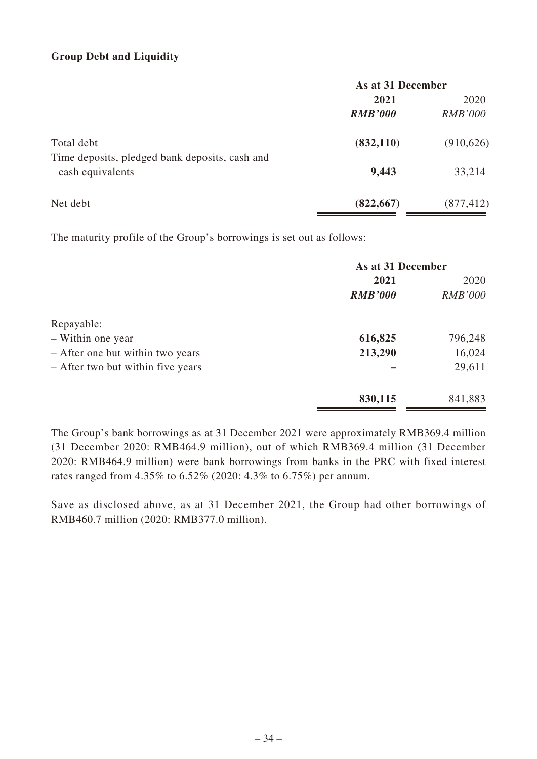**Group Debt and Liquidity**

| | As at 31 December | |
|---|---|---|
| | **2021** | 2020 |
| | ***RMB'000*** | *RMB'000* |
| Total debt | **(832,110)** | (910,626) |
| Time deposits, pledged bank deposits, cash and cash equivalents | **9,443** | 33,214 |
| Net debt | **(822,667)** | (877,412) |

The maturity profile of the Group's borrowings is set out as follows:

| | As at 31 December | |
|---|---|---|
| | **2021** | 2020 |
| | ***RMB'000*** | *RMB'000* |
| Repayable: | | |
| – Within one year | **616,825** | 796,248 |
| – After one but within two years | **213,290** | 16,024 |
| – After two but within five years | **–** | 29,611 |
| | **830,115** | 841,883 |

The Group's bank borrowings as at 31 December 2021 were approximately RMB369.4 million (31 December 2020: RMB464.9 million), out of which RMB369.4 million (31 December 2020: RMB464.9 million) were bank borrowings from banks in the PRC with fixed interest rates ranged from 4.35% to 6.52% (2020: 4.3% to 6.75%) per annum.

Save as disclosed above, as at 31 December 2021, the Group had other borrowings of RMB460.7 million (2020: RMB377.0 million).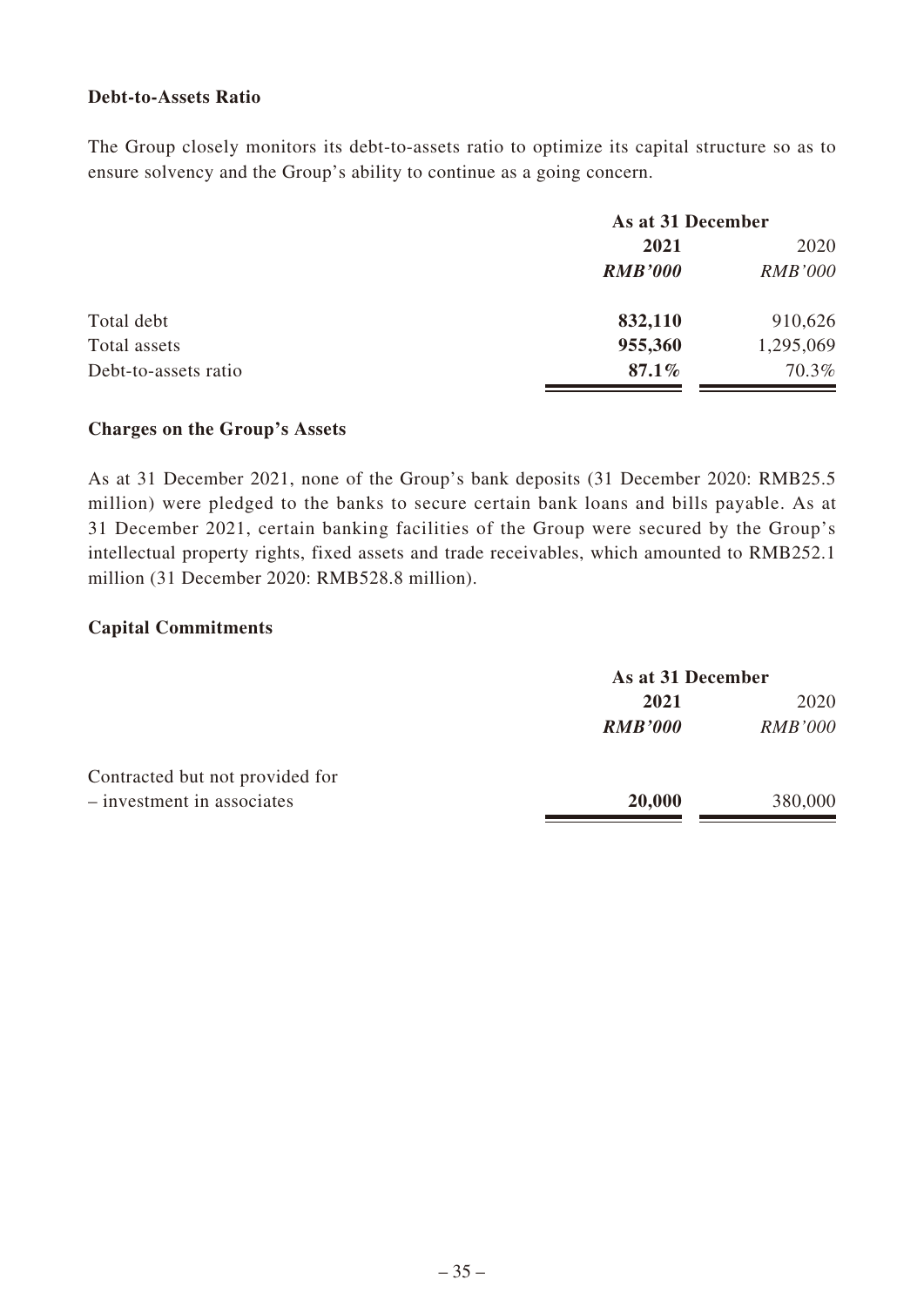**Debt-to-Assets Ratio**

The Group closely monitors its debt-to-assets ratio to optimize its capital structure so as to ensure solvency and the Group's ability to continue as a going concern.

| | As at 31 December | |
|---|---|---|
| | **2021** | 2020 |
| | ***RMB'000*** | *RMB'000* |
| Total debt | **832,110** | 910,626 |
| Total assets | **955,360** | 1,295,069 |
| Debt-to-assets ratio | **87.1%** | 70.3% |

**Charges on the Group's Assets**

As at 31 December 2021, none of the Group's bank deposits (31 December 2020: RMB25.5 million) were pledged to the banks to secure certain bank loans and bills payable. As at 31 December 2021, certain banking facilities of the Group were secured by the Group's intellectual property rights, fixed assets and trade receivables, which amounted to RMB252.1 million (31 December 2020: RMB528.8 million).

**Capital Commitments**

| | As at 31 December | |
|---|---|---|
| | **2021** | 2020 |
| | ***RMB'000*** | *RMB'000* |
| Contracted but not provided for | | |
| – investment in associates | **20,000** | 380,000 |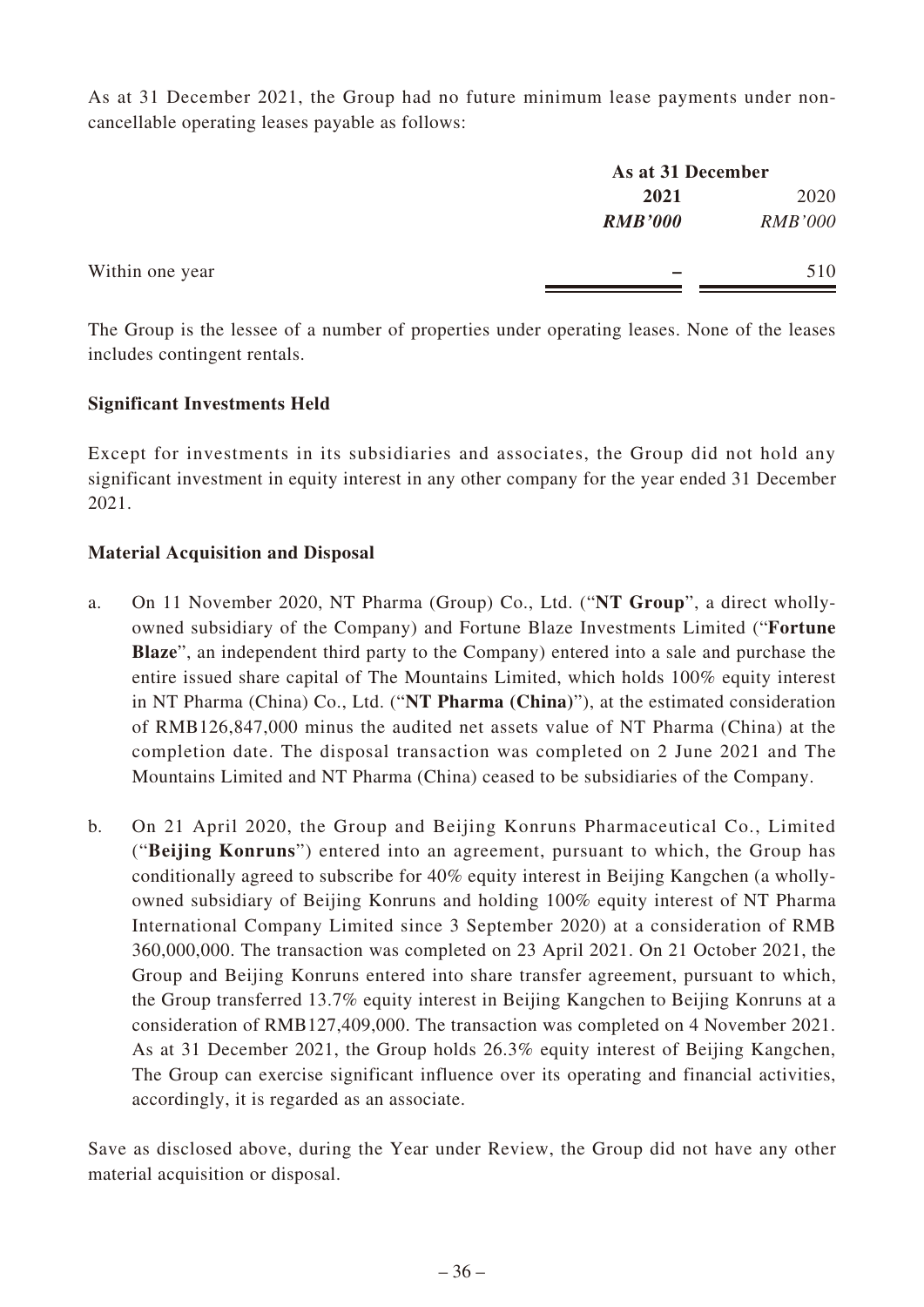As at 31 December 2021, the Group had no future minimum lease payments under non-cancellable operating leases payable as follows:

| | As at 31 December | |
|---|---|---|
| | **2021** | 2020 |
| | ***RMB'000*** | *RMB'000* |
| Within one year | **–** | 510 |

The Group is the lessee of a number of properties under operating leases. None of the leases includes contingent rentals.

**Significant Investments Held**

Except for investments in its subsidiaries and associates, the Group did not hold any significant investment in equity interest in any other company for the year ended 31 December 2021.

**Material Acquisition and Disposal**

a. On 11 November 2020, NT Pharma (Group) Co., Ltd. ("**NT Group**", a direct wholly-owned subsidiary of the Company) and Fortune Blaze Investments Limited ("**Fortune Blaze**", an independent third party to the Company) entered into a sale and purchase the entire issued share capital of The Mountains Limited, which holds 100% equity interest in NT Pharma (China) Co., Ltd. ("**NT Pharma (China)**"), at the estimated consideration of RMB126,847,000 minus the audited net assets value of NT Pharma (China) at the completion date. The disposal transaction was completed on 2 June 2021 and The Mountains Limited and NT Pharma (China) ceased to be subsidiaries of the Company.

b. On 21 April 2020, the Group and Beijing Konruns Pharmaceutical Co., Limited ("**Beijing Konruns**") entered into an agreement, pursuant to which, the Group has conditionally agreed to subscribe for 40% equity interest in Beijing Kangchen (a wholly-owned subsidiary of Beijing Konruns and holding 100% equity interest of NT Pharma International Company Limited since 3 September 2020) at a consideration of RMB 360,000,000. The transaction was completed on 23 April 2021. On 21 October 2021, the Group and Beijing Konruns entered into share transfer agreement, pursuant to which, the Group transferred 13.7% equity interest in Beijing Kangchen to Beijing Konruns at a consideration of RMB127,409,000. The transaction was completed on 4 November 2021. As at 31 December 2021, the Group holds 26.3% equity interest of Beijing Kangchen, The Group can exercise significant influence over its operating and financial activities, accordingly, it is regarded as an associate.

Save as disclosed above, during the Year under Review, the Group did not have any other material acquisition or disposal.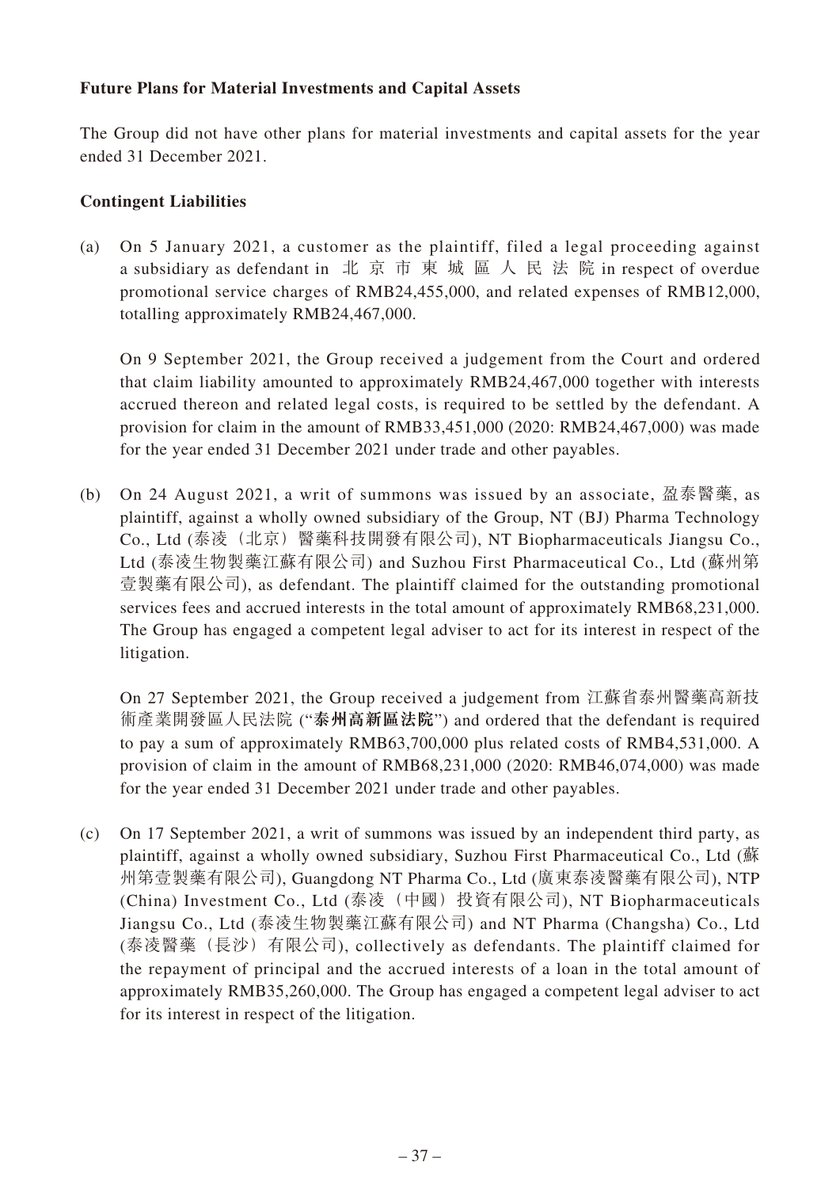**Future Plans for Material Investments and Capital Assets**

The Group did not have other plans for material investments and capital assets for the year ended 31 December 2021.

**Contingent Liabilities**

(a) On 5 January 2021, a customer as the plaintiff, filed a legal proceeding against a subsidiary as defendant in 北京市東城區人民法院 in respect of overdue promotional service charges of RMB24,455,000, and related expenses of RMB12,000, totalling approximately RMB24,467,000.

On 9 September 2021, the Group received a judgement from the Court and ordered that claim liability amounted to approximately RMB24,467,000 together with interests accrued thereon and related legal costs, is required to be settled by the defendant. A provision for claim in the amount of RMB33,451,000 (2020: RMB24,467,000) was made for the year ended 31 December 2021 under trade and other payables.

(b) On 24 August 2021, a writ of summons was issued by an associate, 盈泰醫藥, as plaintiff, against a wholly owned subsidiary of the Group, NT (BJ) Pharma Technology Co., Ltd (泰凌（北京）醫藥科技開發有限公司), NT Biopharmaceuticals Jiangsu Co., Ltd (泰凌生物製藥江蘇有限公司) and Suzhou First Pharmaceutical Co., Ltd (蘇州第壹製藥有限公司), as defendant. The plaintiff claimed for the outstanding promotional services fees and accrued interests in the total amount of approximately RMB68,231,000. The Group has engaged a competent legal adviser to act for its interest in respect of the litigation.

On 27 September 2021, the Group received a judgement from 江蘇省泰州醫藥高新技術產業開發區人民法院 ("**泰州高新區法院**") and ordered that the defendant is required to pay a sum of approximately RMB63,700,000 plus related costs of RMB4,531,000. A provision of claim in the amount of RMB68,231,000 (2020: RMB46,074,000) was made for the year ended 31 December 2021 under trade and other payables.

(c) On 17 September 2021, a writ of summons was issued by an independent third party, as plaintiff, against a wholly owned subsidiary, Suzhou First Pharmaceutical Co., Ltd (蘇州第壹製藥有限公司), Guangdong NT Pharma Co., Ltd (廣東泰凌醫藥有限公司), NTP (China) Investment Co., Ltd (泰凌（中國）投資有限公司), NT Biopharmaceuticals Jiangsu Co., Ltd (泰凌生物製藥江蘇有限公司) and NT Pharma (Changsha) Co., Ltd (泰凌醫藥（長沙）有限公司), collectively as defendants. The plaintiff claimed for the repayment of principal and the accrued interests of a loan in the total amount of approximately RMB35,260,000. The Group has engaged a competent legal adviser to act for its interest in respect of the litigation.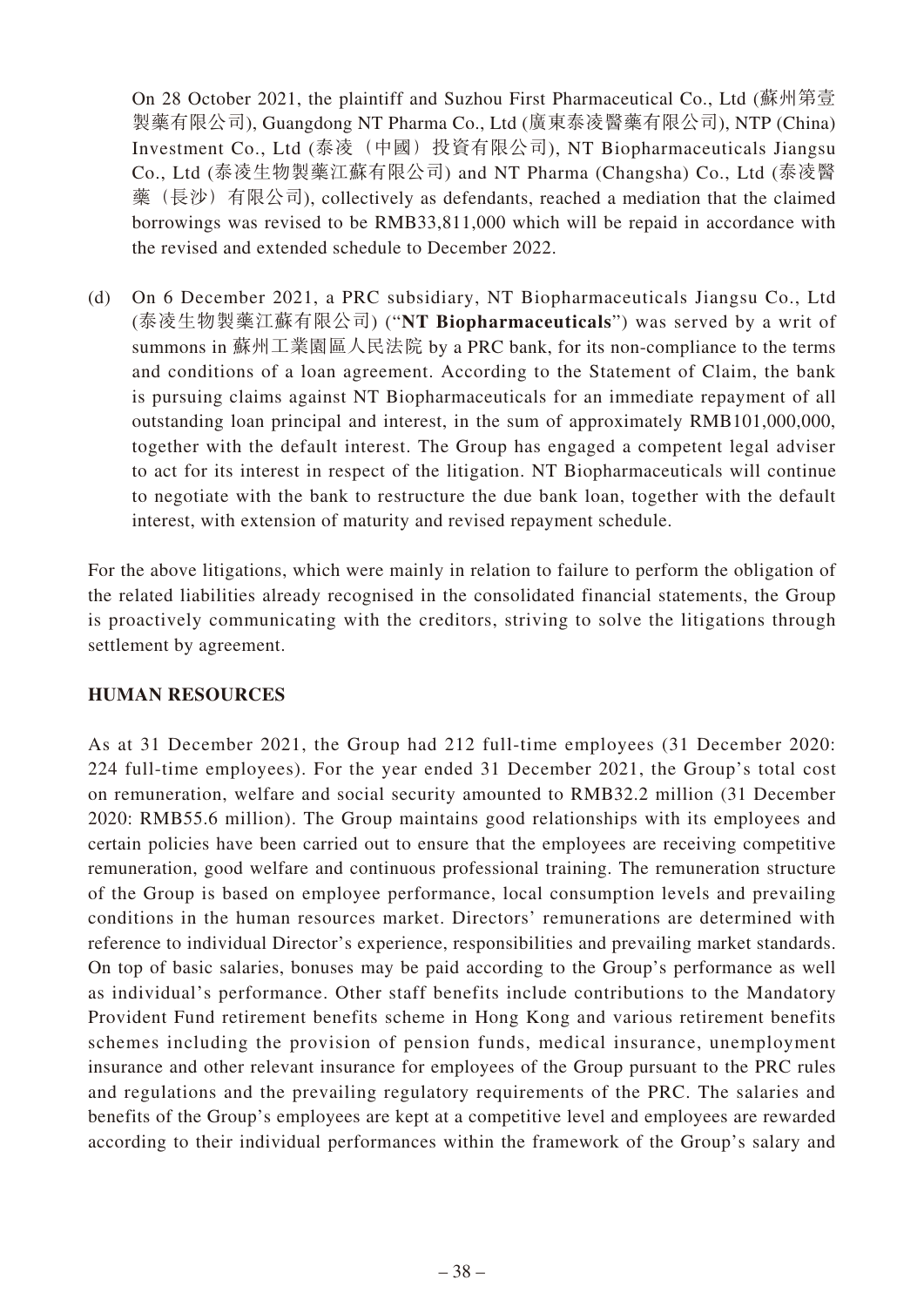On 28 October 2021, the plaintiff and Suzhou First Pharmaceutical Co., Ltd (蘇州第壹製藥有限公司), Guangdong NT Pharma Co., Ltd (廣東泰凌醫藥有限公司), NTP (China) Investment Co., Ltd (泰凌（中國）投資有限公司), NT Biopharmaceuticals Jiangsu Co., Ltd (泰凌生物製藥江蘇有限公司) and NT Pharma (Changsha) Co., Ltd (泰凌醫藥（長沙）有限公司), collectively as defendants, reached a mediation that the claimed borrowings was revised to be RMB33,811,000 which will be repaid in accordance with the revised and extended schedule to December 2022.

(d) On 6 December 2021, a PRC subsidiary, NT Biopharmaceuticals Jiangsu Co., Ltd (泰凌生物製藥江蘇有限公司) ("**NT Biopharmaceuticals**") was served by a writ of summons in 蘇州工業園區人民法院 by a PRC bank, for its non-compliance to the terms and conditions of a loan agreement. According to the Statement of Claim, the bank is pursuing claims against NT Biopharmaceuticals for an immediate repayment of all outstanding loan principal and interest, in the sum of approximately RMB101,000,000, together with the default interest. The Group has engaged a competent legal adviser to act for its interest in respect of the litigation. NT Biopharmaceuticals will continue to negotiate with the bank to restructure the due bank loan, together with the default interest, with extension of maturity and revised repayment schedule.

For the above litigations, which were mainly in relation to failure to perform the obligation of the related liabilities already recognised in the consolidated financial statements, the Group is proactively communicating with the creditors, striving to solve the litigations through settlement by agreement.

## HUMAN RESOURCES

As at 31 December 2021, the Group had 212 full-time employees (31 December 2020: 224 full-time employees). For the year ended 31 December 2021, the Group's total cost on remuneration, welfare and social security amounted to RMB32.2 million (31 December 2020: RMB55.6 million). The Group maintains good relationships with its employees and certain policies have been carried out to ensure that the employees are receiving competitive remuneration, good welfare and continuous professional training. The remuneration structure of the Group is based on employee performance, local consumption levels and prevailing conditions in the human resources market. Directors' remunerations are determined with reference to individual Director's experience, responsibilities and prevailing market standards. On top of basic salaries, bonuses may be paid according to the Group's performance as well as individual's performance. Other staff benefits include contributions to the Mandatory Provident Fund retirement benefits scheme in Hong Kong and various retirement benefits schemes including the provision of pension funds, medical insurance, unemployment insurance and other relevant insurance for employees of the Group pursuant to the PRC rules and regulations and the prevailing regulatory requirements of the PRC. The salaries and benefits of the Group's employees are kept at a competitive level and employees are rewarded according to their individual performances within the framework of the Group's salary and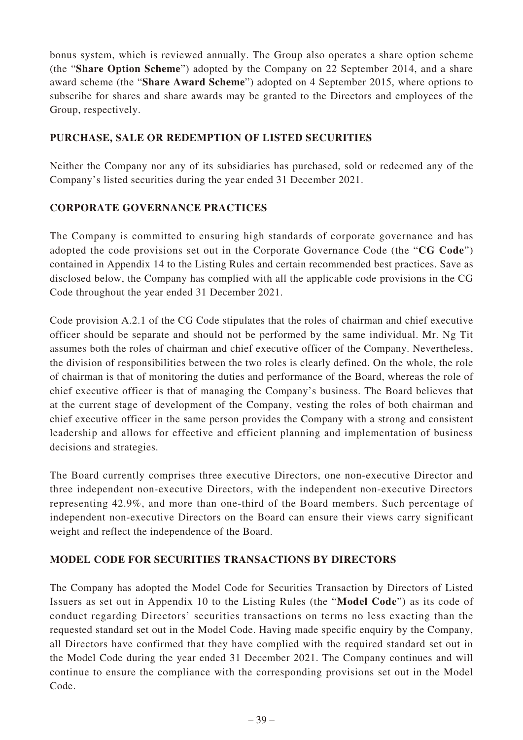bonus system, which is reviewed annually. The Group also operates a share option scheme (the "**Share Option Scheme**") adopted by the Company on 22 September 2014, and a share award scheme (the "**Share Award Scheme**") adopted on 4 September 2015, where options to subscribe for shares and share awards may be granted to the Directors and employees of the Group, respectively.

## PURCHASE, SALE OR REDEMPTION OF LISTED SECURITIES

Neither the Company nor any of its subsidiaries has purchased, sold or redeemed any of the Company's listed securities during the year ended 31 December 2021.

## CORPORATE GOVERNANCE PRACTICES

The Company is committed to ensuring high standards of corporate governance and has adopted the code provisions set out in the Corporate Governance Code (the "**CG Code**") contained in Appendix 14 to the Listing Rules and certain recommended best practices. Save as disclosed below, the Company has complied with all the applicable code provisions in the CG Code throughout the year ended 31 December 2021.

Code provision A.2.1 of the CG Code stipulates that the roles of chairman and chief executive officer should be separate and should not be performed by the same individual. Mr. Ng Tit assumes both the roles of chairman and chief executive officer of the Company. Nevertheless, the division of responsibilities between the two roles is clearly defined. On the whole, the role of chairman is that of monitoring the duties and performance of the Board, whereas the role of chief executive officer is that of managing the Company's business. The Board believes that at the current stage of development of the Company, vesting the roles of both chairman and chief executive officer in the same person provides the Company with a strong and consistent leadership and allows for effective and efficient planning and implementation of business decisions and strategies.

The Board currently comprises three executive Directors, one non-executive Director and three independent non-executive Directors, with the independent non-executive Directors representing 42.9%, and more than one-third of the Board members. Such percentage of independent non-executive Directors on the Board can ensure their views carry significant weight and reflect the independence of the Board.

## MODEL CODE FOR SECURITIES TRANSACTIONS BY DIRECTORS

The Company has adopted the Model Code for Securities Transaction by Directors of Listed Issuers as set out in Appendix 10 to the Listing Rules (the "**Model Code**") as its code of conduct regarding Directors' securities transactions on terms no less exacting than the requested standard set out in the Model Code. Having made specific enquiry by the Company, all Directors have confirmed that they have complied with the required standard set out in the Model Code during the year ended 31 December 2021. The Company continues and will continue to ensure the compliance with the corresponding provisions set out in the Model Code.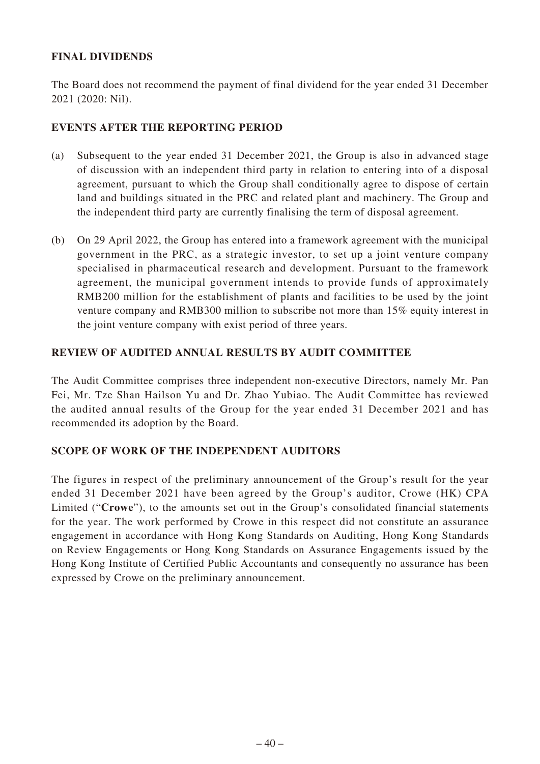## FINAL DIVIDENDS

The Board does not recommend the payment of final dividend for the year ended 31 December 2021 (2020: Nil).

## EVENTS AFTER THE REPORTING PERIOD

(a) Subsequent to the year ended 31 December 2021, the Group is also in advanced stage of discussion with an independent third party in relation to entering into of a disposal agreement, pursuant to which the Group shall conditionally agree to dispose of certain land and buildings situated in the PRC and related plant and machinery. The Group and the independent third party are currently finalising the term of disposal agreement.

(b) On 29 April 2022, the Group has entered into a framework agreement with the municipal government in the PRC, as a strategic investor, to set up a joint venture company specialised in pharmaceutical research and development. Pursuant to the framework agreement, the municipal government intends to provide funds of approximately RMB200 million for the establishment of plants and facilities to be used by the joint venture company and RMB300 million to subscribe not more than 15% equity interest in the joint venture company with exist period of three years.

## REVIEW OF AUDITED ANNUAL RESULTS BY AUDIT COMMITTEE

The Audit Committee comprises three independent non-executive Directors, namely Mr. Pan Fei, Mr. Tze Shan Hailson Yu and Dr. Zhao Yubiao. The Audit Committee has reviewed the audited annual results of the Group for the year ended 31 December 2021 and has recommended its adoption by the Board.

## SCOPE OF WORK OF THE INDEPENDENT AUDITORS

The figures in respect of the preliminary announcement of the Group's result for the year ended 31 December 2021 have been agreed by the Group's auditor, Crowe (HK) CPA Limited ("**Crowe**"), to the amounts set out in the Group's consolidated financial statements for the year. The work performed by Crowe in this respect did not constitute an assurance engagement in accordance with Hong Kong Standards on Auditing, Hong Kong Standards on Review Engagements or Hong Kong Standards on Assurance Engagements issued by the Hong Kong Institute of Certified Public Accountants and consequently no assurance has been expressed by Crowe on the preliminary announcement.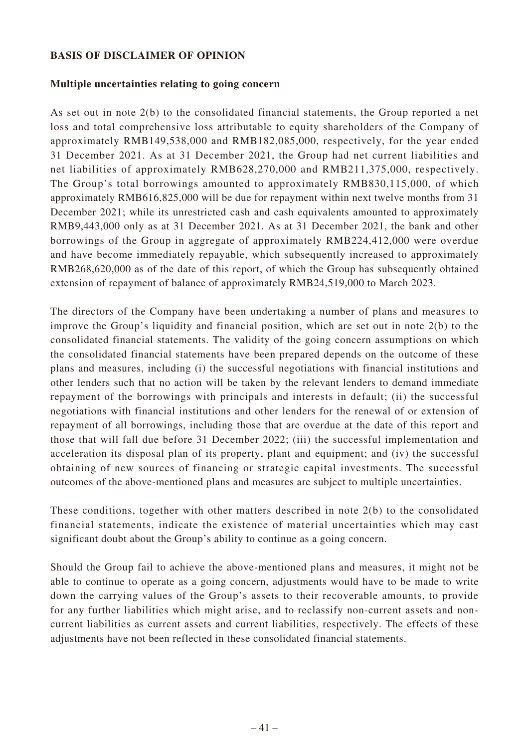## BASIS OF DISCLAIMER OF OPINION

### Multiple uncertainties relating to going concern

As set out in note 2(b) to the consolidated financial statements, the Group reported a net loss and total comprehensive loss attributable to equity shareholders of the Company of approximately RMB149,538,000 and RMB182,085,000, respectively, for the year ended 31 December 2021. As at 31 December 2021, the Group had net current liabilities and net liabilities of approximately RMB628,270,000 and RMB211,375,000, respectively. The Group's total borrowings amounted to approximately RMB830,115,000, of which approximately RMB616,825,000 will be due for repayment within next twelve months from 31 December 2021; while its unrestricted cash and cash equivalents amounted to approximately RMB9,443,000 only as at 31 December 2021. As at 31 December 2021, the bank and other borrowings of the Group in aggregate of approximately RMB224,412,000 were overdue and have become immediately repayable, which subsequently increased to approximately RMB268,620,000 as of the date of this report, of which the Group has subsequently obtained extension of repayment of balance of approximately RMB24,519,000 to March 2023.

The directors of the Company have been undertaking a number of plans and measures to improve the Group's liquidity and financial position, which are set out in note 2(b) to the consolidated financial statements. The validity of the going concern assumptions on which the consolidated financial statements have been prepared depends on the outcome of these plans and measures, including (i) the successful negotiations with financial institutions and other lenders such that no action will be taken by the relevant lenders to demand immediate repayment of the borrowings with principals and interests in default; (ii) the successful negotiations with financial institutions and other lenders for the renewal of or extension of repayment of all borrowings, including those that are overdue at the date of this report and those that will fall due before 31 December 2022; (iii) the successful implementation and acceleration its disposal plan of its property, plant and equipment; and (iv) the successful obtaining of new sources of financing or strategic capital investments. The successful outcomes of the above-mentioned plans and measures are subject to multiple uncertainties.

These conditions, together with other matters described in note 2(b) to the consolidated financial statements, indicate the existence of material uncertainties which may cast significant doubt about the Group's ability to continue as a going concern.

Should the Group fail to achieve the above-mentioned plans and measures, it might not be able to continue to operate as a going concern, adjustments would have to be made to write down the carrying values of the Group's assets to their recoverable amounts, to provide for any further liabilities which might arise, and to reclassify non-current assets and non-current liabilities as current assets and current liabilities, respectively. The effects of these adjustments have not been reflected in these consolidated financial statements.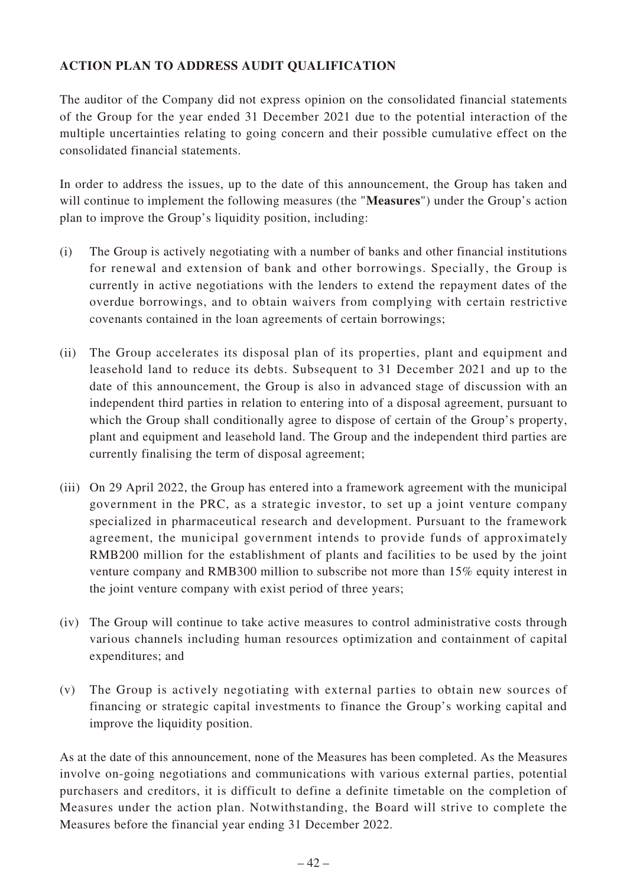## ACTION PLAN TO ADDRESS AUDIT QUALIFICATION

The auditor of the Company did not express opinion on the consolidated financial statements of the Group for the year ended 31 December 2021 due to the potential interaction of the multiple uncertainties relating to going concern and their possible cumulative effect on the consolidated financial statements.

In order to address the issues, up to the date of this announcement, the Group has taken and will continue to implement the following measures (the "**Measures**") under the Group's action plan to improve the Group's liquidity position, including:

(i) The Group is actively negotiating with a number of banks and other financial institutions for renewal and extension of bank and other borrowings. Specially, the Group is currently in active negotiations with the lenders to extend the repayment dates of the overdue borrowings, and to obtain waivers from complying with certain restrictive covenants contained in the loan agreements of certain borrowings;

(ii) The Group accelerates its disposal plan of its properties, plant and equipment and leasehold land to reduce its debts. Subsequent to 31 December 2021 and up to the date of this announcement, the Group is also in advanced stage of discussion with an independent third parties in relation to entering into of a disposal agreement, pursuant to which the Group shall conditionally agree to dispose of certain of the Group's property, plant and equipment and leasehold land. The Group and the independent third parties are currently finalising the term of disposal agreement;

(iii) On 29 April 2022, the Group has entered into a framework agreement with the municipal government in the PRC, as a strategic investor, to set up a joint venture company specialized in pharmaceutical research and development. Pursuant to the framework agreement, the municipal government intends to provide funds of approximately RMB200 million for the establishment of plants and facilities to be used by the joint venture company and RMB300 million to subscribe not more than 15% equity interest in the joint venture company with exist period of three years;

(iv) The Group will continue to take active measures to control administrative costs through various channels including human resources optimization and containment of capital expenditures; and

(v) The Group is actively negotiating with external parties to obtain new sources of financing or strategic capital investments to finance the Group's working capital and improve the liquidity position.

As at the date of this announcement, none of the Measures has been completed. As the Measures involve on-going negotiations and communications with various external parties, potential purchasers and creditors, it is difficult to define a definite timetable on the completion of Measures under the action plan. Notwithstanding, the Board will strive to complete the Measures before the financial year ending 31 December 2022.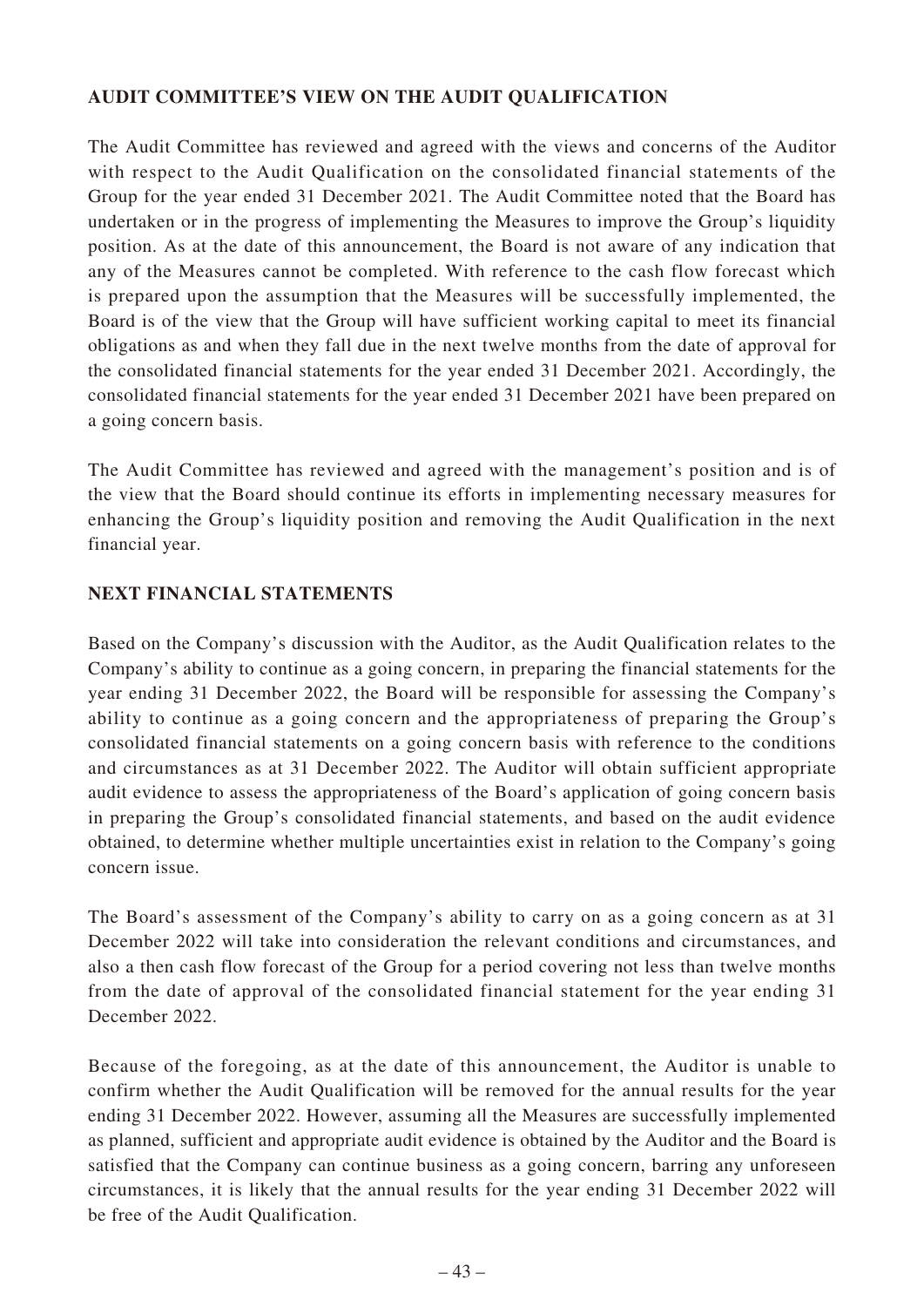## AUDIT COMMITTEE'S VIEW ON THE AUDIT QUALIFICATION

The Audit Committee has reviewed and agreed with the views and concerns of the Auditor with respect to the Audit Qualification on the consolidated financial statements of the Group for the year ended 31 December 2021. The Audit Committee noted that the Board has undertaken or in the progress of implementing the Measures to improve the Group's liquidity position. As at the date of this announcement, the Board is not aware of any indication that any of the Measures cannot be completed. With reference to the cash flow forecast which is prepared upon the assumption that the Measures will be successfully implemented, the Board is of the view that the Group will have sufficient working capital to meet its financial obligations as and when they fall due in the next twelve months from the date of approval for the consolidated financial statements for the year ended 31 December 2021. Accordingly, the consolidated financial statements for the year ended 31 December 2021 have been prepared on a going concern basis.

The Audit Committee has reviewed and agreed with the management's position and is of the view that the Board should continue its efforts in implementing necessary measures for enhancing the Group's liquidity position and removing the Audit Qualification in the next financial year.

## NEXT FINANCIAL STATEMENTS

Based on the Company's discussion with the Auditor, as the Audit Qualification relates to the Company's ability to continue as a going concern, in preparing the financial statements for the year ending 31 December 2022, the Board will be responsible for assessing the Company's ability to continue as a going concern and the appropriateness of preparing the Group's consolidated financial statements on a going concern basis with reference to the conditions and circumstances as at 31 December 2022. The Auditor will obtain sufficient appropriate audit evidence to assess the appropriateness of the Board's application of going concern basis in preparing the Group's consolidated financial statements, and based on the audit evidence obtained, to determine whether multiple uncertainties exist in relation to the Company's going concern issue.

The Board's assessment of the Company's ability to carry on as a going concern as at 31 December 2022 will take into consideration the relevant conditions and circumstances, and also a then cash flow forecast of the Group for a period covering not less than twelve months from the date of approval of the consolidated financial statement for the year ending 31 December 2022.

Because of the foregoing, as at the date of this announcement, the Auditor is unable to confirm whether the Audit Qualification will be removed for the annual results for the year ending 31 December 2022. However, assuming all the Measures are successfully implemented as planned, sufficient and appropriate audit evidence is obtained by the Auditor and the Board is satisfied that the Company can continue business as a going concern, barring any unforeseen circumstances, it is likely that the annual results for the year ending 31 December 2022 will be free of the Audit Qualification.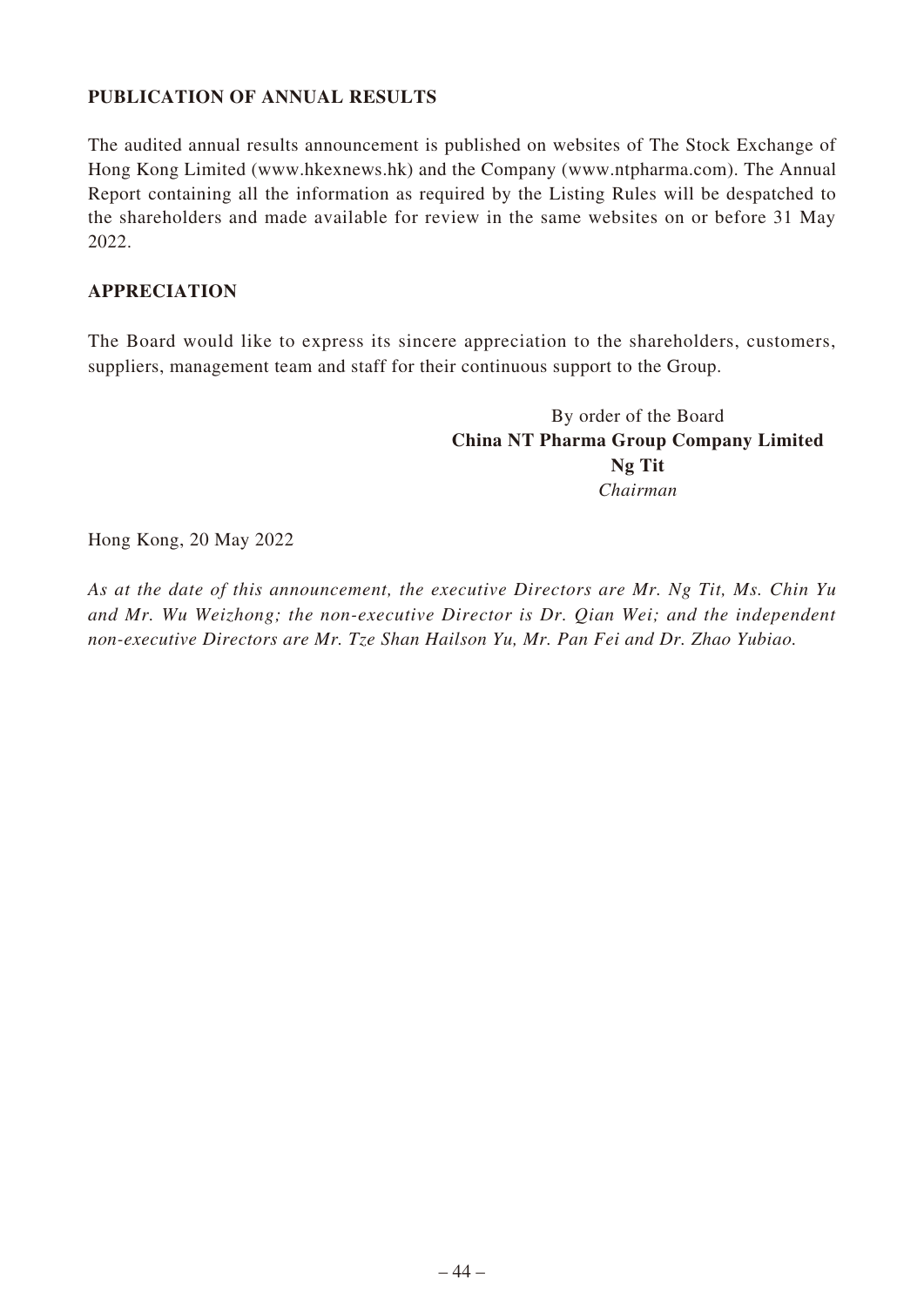**PUBLICATION OF ANNUAL RESULTS**

The audited annual results announcement is published on websites of The Stock Exchange of Hong Kong Limited (www.hkexnews.hk) and the Company (www.ntpharma.com). The Annual Report containing all the information as required by the Listing Rules will be despatched to the shareholders and made available for review in the same websites on or before 31 May 2022.

**APPRECIATION**

The Board would like to express its sincere appreciation to the shareholders, customers, suppliers, management team and staff for their continuous support to the Group.

By order of the Board
**China NT Pharma Group Company Limited**
**Ng Tit**
*Chairman*

Hong Kong, 20 May 2022

*As at the date of this announcement, the executive Directors are Mr. Ng Tit, Ms. Chin Yu and Mr. Wu Weizhong; the non-executive Director is Dr. Qian Wei; and the independent non-executive Directors are Mr. Tze Shan Hailson Yu, Mr. Pan Fei and Dr. Zhao Yubiao.*